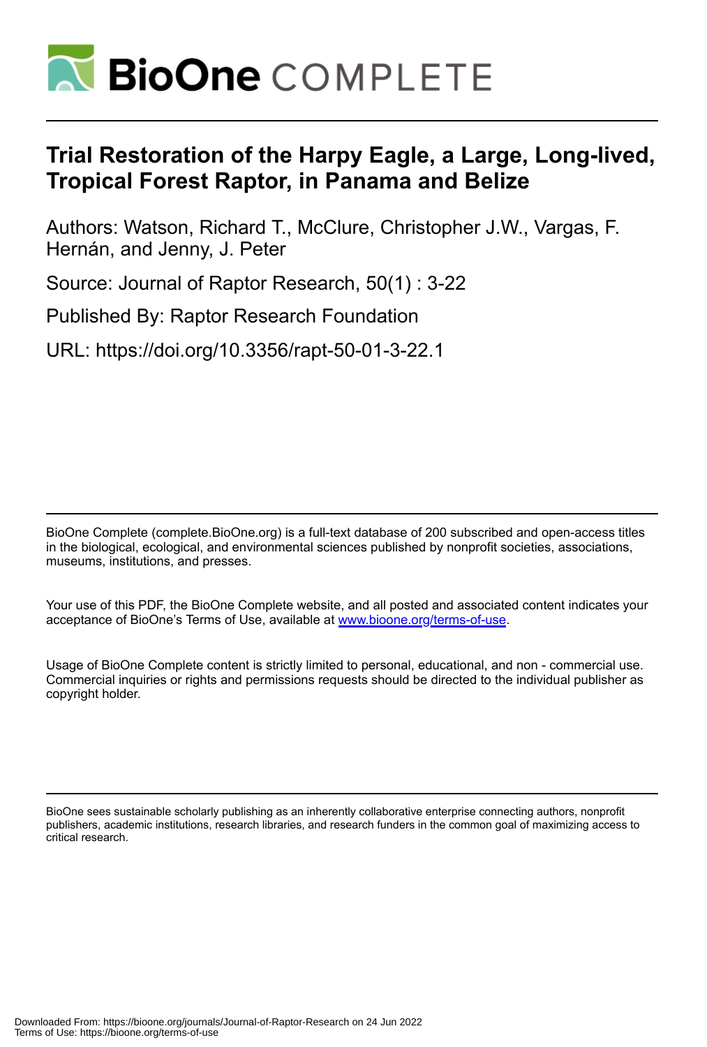# Trial Restoration of the Harpy Eagle, a Large, Long-lived, Tropical Forest Raptor, in Panama and Belize

Authors: Watson, Richard T., McClure, Christopher J.W., Vargas, F. Hernán, and Jenny, J. Peter

Source: Journal of Raptor Research, 50(1) : 3-22

Published By: Raptor Research Foundation

URL: https://doi.org/10.3356/rapt-50-01-3-22.1

BioOne Complete (complete.BioOne.org) is a full-text database of 200 subscribed and open-access titles in the biological, ecological, and environmental sciences published by nonprofit societies, associations, museums, institutions, and presses.

Your use of this PDF, the BioOne Complete website, and all posted and associated content indicates your acceptance of BioOne's Terms of Use, available at www.bioone.org/terms-of-use.

Usage of BioOne Complete content is strictly limited to personal, educational, and non - commercial use. Commercial inquiries or rights and permissions requests should be directed to the individual publisher as copyright holder.

BioOne sees sustainable scholarly publishing as an inherently collaborative enterprise connecting authors, nonprofit publishers, academic institutions, research libraries, and research funders in the common goal of maximizing access to critical research.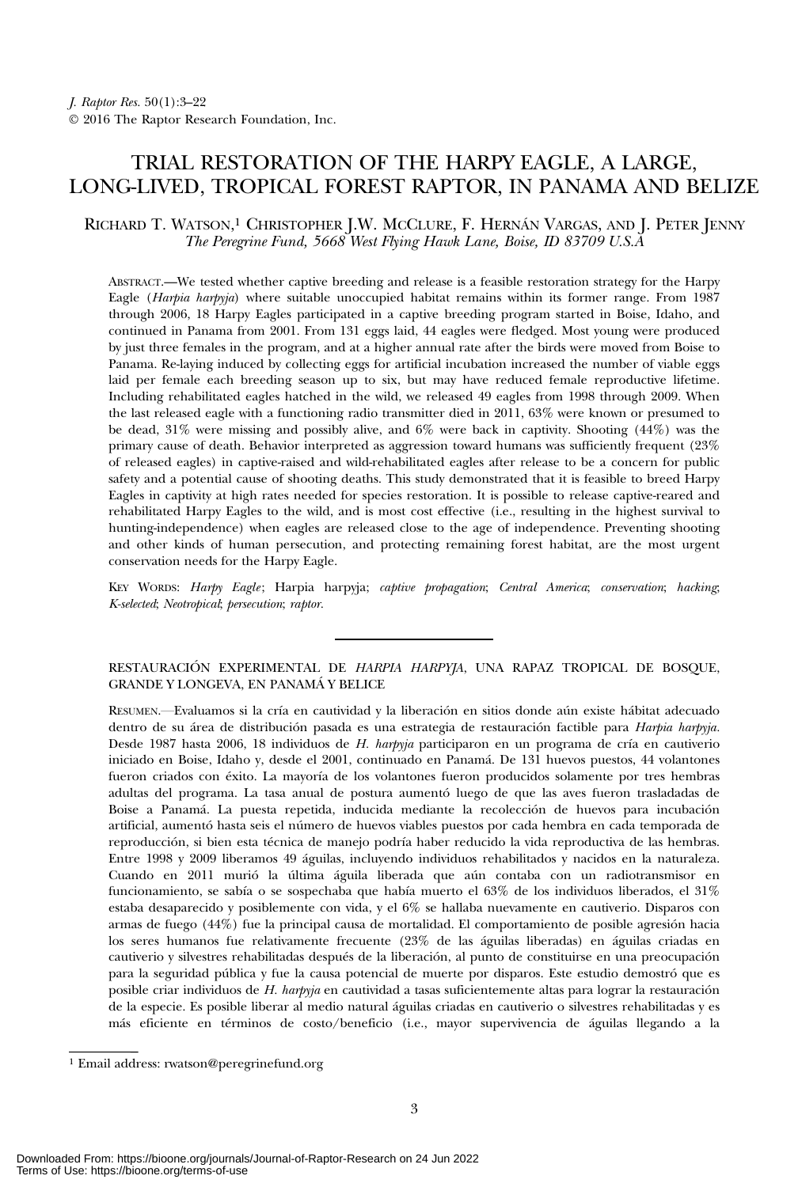# TRIAL RESTORATION OF THE HARPY EAGLE, A LARGE, LONG-LIVED, TROPICAL FOREST RAPTOR, IN PANAMA AND BELIZE

RICHARD T. WATSON,[1] CHRISTOPHER J.W. MCCLURE, F. HERNÁN VARGAS, AND J. PETER JENNY

*The Peregrine Fund, 5668 West Flying Hawk Lane, Boise, ID 83709 U.S.A.*

ABSTRACT.—We tested whether captive breeding and release is a feasible restoration strategy for the Harpy Eagle (*Harpia harpyja*) where suitable unoccupied habitat remains within its former range. From 1987 through 2006, 18 Harpy Eagles participated in a captive breeding program started in Boise, Idaho, and continued in Panama from 2001. From 131 eggs laid, 44 eagles were fledged. Most young were produced by just three females in the program, and at a higher annual rate after the birds were moved from Boise to Panama. Re-laying induced by collecting eggs for artificial incubation increased the number of viable eggs laid per female each breeding season up to six, but may have reduced female reproductive lifetime. Including rehabilitated eagles hatched in the wild, we released 49 eagles from 1998 through 2009. When the last released eagle with a functioning radio transmitter died in 2011, 63% were known or presumed to be dead, 31% were missing and possibly alive, and 6% were back in captivity. Shooting (44%) was the primary cause of death. Behavior interpreted as aggression toward humans was sufficiently frequent (23% of released eagles) in captive-raised and wild-rehabilitated eagles after release to be a concern for public safety and a potential cause of shooting deaths. This study demonstrated that it is feasible to breed Harpy Eagles in captivity at high rates needed for species restoration. It is possible to release captive-reared and rehabilitated Harpy Eagles to the wild, and is most cost effective (i.e., resulting in the highest survival to hunting-independence) when eagles are released close to the age of independence. Preventing shooting and other kinds of human persecution, and protecting remaining forest habitat, are the most urgent conservation needs for the Harpy Eagle.

KEY WORDS: *Harpy Eagle*; Harpia harpyja; *captive propagation*; *Central America*; *conservation*; *hacking*; *K-selected*; *Neotropical*; *persecution*; *raptor*.

---

RESTAURACIÓN EXPERIMENTAL DE *HARPIA HARPYJA*, UNA RAPAZ TROPICAL DE BOSQUE, GRANDE Y LONGEVA, EN PANAMÁ Y BELICE

RESUMEN.—Evaluamos si la cría en cautividad y la liberación en sitios donde aún existe hábitat adecuado dentro de su área de distribución pasada es una estrategia de restauración factible para *Harpia harpyja*. Desde 1987 hasta 2006, 18 individuos de *H. harpyja* participaron en un programa de cría en cautiverio iniciado en Boise, Idaho y, desde el 2001, continuado en Panamá. De 131 huevos puestos, 44 volantones fueron criados con éxito. La mayoría de los volantones fueron producidos solamente por tres hembras adultas del programa. La tasa anual de postura aumentó luego de que las aves fueron trasladadas de Boise a Panamá. La puesta repetida, inducida mediante la recolección de huevos para incubación artificial, aumentó hasta seis el número de huevos viables puestos por cada hembra en cada temporada de reproducción, si bien esta técnica de manejo podría haber reducido la vida reproductiva de las hembras. Entre 1998 y 2009 liberamos 49 águilas, incluyendo individuos rehabilitados y nacidos en la naturaleza. Cuando en 2011 murió la última águila liberada que aún contaba con un radiotransmisor en funcionamiento, se sabía o se sospechaba que había muerto el 63% de los individuos liberados, el 31% estaba desaparecido y posiblemente con vida, y el 6% se hallaba nuevamente en cautiverio. Disparos con armas de fuego (44%) fue la principal causa de mortalidad. El comportamiento de posible agresión hacia los seres humanos fue relativamente frecuente (23% de las águilas liberadas) en águilas criadas en cautiverio y silvestres rehabilitadas después de la liberación, al punto de constituirse en una preocupación para la seguridad pública y fue la causa potencial de muerte por disparos. Este estudio demostró que es posible criar individuos de *H. harpyja* en cautividad a tasas suficientemente altas para lograr la restauración de la especie. Es posible liberar al medio natural águilas criadas en cautiverio o silvestres rehabilitadas y es más eficiente en términos de costo/beneficio (i.e., mayor supervivencia de águilas llegando a la

[1] Email address: rwatson@peregrinefund.org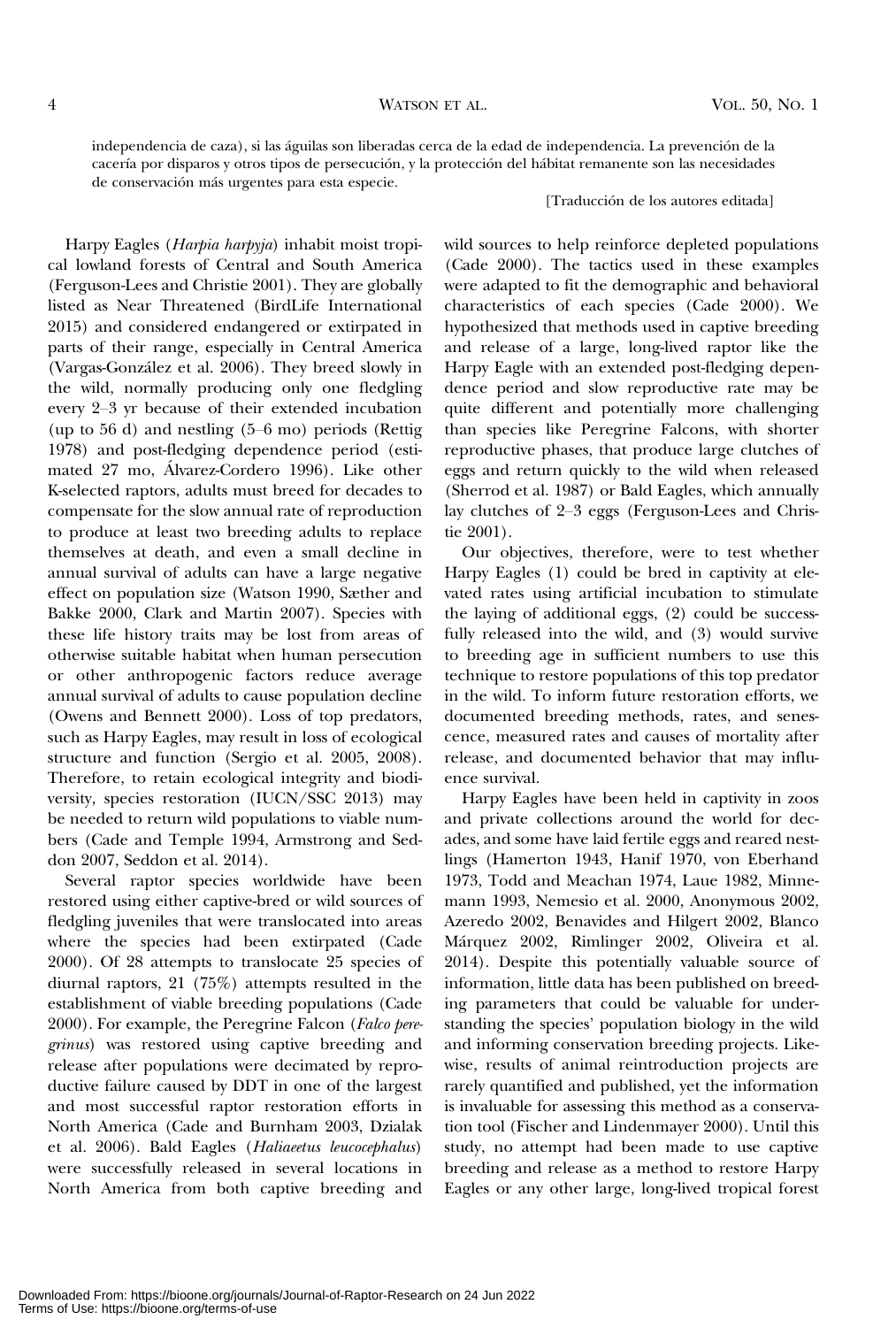independencia de caza), si las águilas son liberadas cerca de la edad de independencia. La prevención de la cacería por disparos y otros tipos de persecución, y la protección del hábitat remanente son las necesidades de conservación más urgentes para esta especie.

[Traducción de los autores editada]

Harpy Eagles (*Harpia harpyja*) inhabit moist tropical lowland forests of Central and South America (Ferguson-Lees and Christie 2001). They are globally listed as Near Threatened (BirdLife International 2015) and considered endangered or extirpated in parts of their range, especially in Central America (Vargas-González et al. 2006). They breed slowly in the wild, normally producing only one fledgling every 2–3 yr because of their extended incubation (up to 56 d) and nestling (5–6 mo) periods (Rettig 1978) and post-fledging dependence period (estimated 27 mo, Álvarez-Cordero 1996). Like other K-selected raptors, adults must breed for decades to compensate for the slow annual rate of reproduction to produce at least two breeding adults to replace themselves at death, and even a small decline in annual survival of adults can have a large negative effect on population size (Watson 1990, Sæther and Bakke 2000, Clark and Martin 2007). Species with these life history traits may be lost from areas of otherwise suitable habitat when human persecution or other anthropogenic factors reduce average annual survival of adults to cause population decline (Owens and Bennett 2000). Loss of top predators, such as Harpy Eagles, may result in loss of ecological structure and function (Sergio et al. 2005, 2008). Therefore, to retain ecological integrity and biodiversity, species restoration (IUCN/SSC 2013) may be needed to return wild populations to viable numbers (Cade and Temple 1994, Armstrong and Seddon 2007, Seddon et al. 2014).

Several raptor species worldwide have been restored using either captive-bred or wild sources of fledgling juveniles that were translocated into areas where the species had been extirpated (Cade 2000). Of 28 attempts to translocate 25 species of diurnal raptors, 21 (75%) attempts resulted in the establishment of viable breeding populations (Cade 2000). For example, the Peregrine Falcon (*Falco peregrinus*) was restored using captive breeding and release after populations were decimated by reproductive failure caused by DDT in one of the largest and most successful raptor restoration efforts in North America (Cade and Burnham 2003, Dzialak et al. 2006). Bald Eagles (*Haliaeetus leucocephalus*) were successfully released in several locations in North America from both captive breeding and wild sources to help reinforce depleted populations (Cade 2000). The tactics used in these examples were adapted to fit the demographic and behavioral characteristics of each species (Cade 2000). We hypothesized that methods used in captive breeding and release of a large, long-lived raptor like the Harpy Eagle with an extended post-fledging dependence period and slow reproductive rate may be quite different and potentially more challenging than species like Peregrine Falcons, with shorter reproductive phases, that produce large clutches of eggs and return quickly to the wild when released (Sherrod et al. 1987) or Bald Eagles, which annually lay clutches of 2–3 eggs (Ferguson-Lees and Christie 2001).

Our objectives, therefore, were to test whether Harpy Eagles (1) could be bred in captivity at elevated rates using artificial incubation to stimulate the laying of additional eggs, (2) could be successfully released into the wild, and (3) would survive to breeding age in sufficient numbers to use this technique to restore populations of this top predator in the wild. To inform future restoration efforts, we documented breeding methods, rates, and senescence, measured rates and causes of mortality after release, and documented behavior that may influence survival.

Harpy Eagles have been held in captivity in zoos and private collections around the world for decades, and some have laid fertile eggs and reared nestlings (Hamerton 1943, Hanif 1970, von Eberhand 1973, Todd and Meachan 1974, Laue 1982, Minnemann 1993, Nemesio et al. 2000, Anonymous 2002, Azeredo 2002, Benavides and Hilgert 2002, Blanco Márquez 2002, Rimlinger 2002, Oliveira et al. 2014). Despite this potentially valuable source of information, little data has been published on breeding parameters that could be valuable for understanding the species' population biology in the wild and informing conservation breeding projects. Likewise, results of animal reintroduction projects are rarely quantified and published, yet the information is invaluable for assessing this method as a conservation tool (Fischer and Lindenmayer 2000). Until this study, no attempt had been made to use captive breeding and release as a method to restore Harpy Eagles or any other large, long-lived tropical forest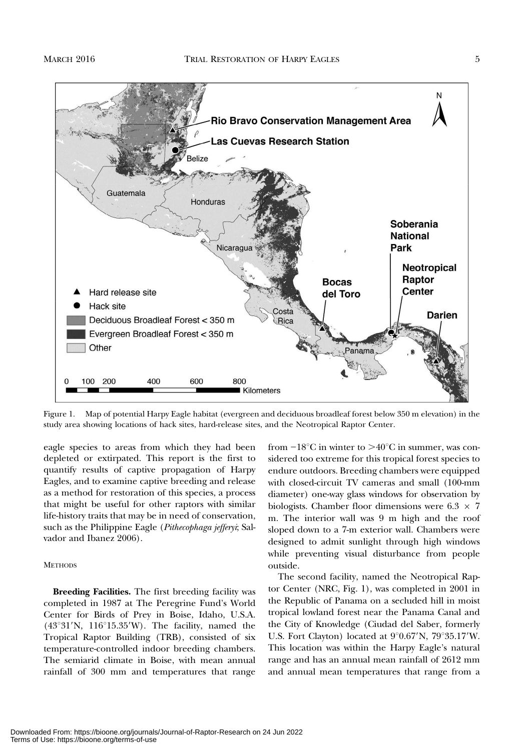Figure 1. Map of potential Harpy Eagle habitat (evergreen and deciduous broadleaf forest below 350 m elevation) in the study area showing locations of hack sites, hard-release sites, and the Neotropical Raptor Center.

eagle species to areas from which they had been depleted or extirpated. This report is the first to quantify results of captive propagation of Harpy Eagles, and to examine captive breeding and release as a method for restoration of this species, a process that might be useful for other raptors with similar life-history traits that may be in need of conservation, such as the Philippine Eagle (*Pithecophaga jefferyi*; Salvador and Ibanez 2006).

## Methods

**Breeding Facilities.** The first breeding facility was completed in 1987 at The Peregrine Fund's World Center for Birds of Prey in Boise, Idaho, U.S.A. (43°31′N, 116°15.35′W). The facility, named the Tropical Raptor Building (TRB), consisted of six temperature-controlled indoor breeding chambers. The semiarid climate in Boise, with mean annual rainfall of 300 mm and temperatures that range from −18°C in winter to >40°C in summer, was considered too extreme for this tropical forest species to endure outdoors. Breeding chambers were equipped with closed-circuit TV cameras and small (100-mm diameter) one-way glass windows for observation by biologists. Chamber floor dimensions were 6.3 × 7 m. The interior wall was 9 m high and the roof sloped down to a 7-m exterior wall. Chambers were designed to admit sunlight through high windows while preventing visual disturbance from people outside.

The second facility, named the Neotropical Raptor Center (NRC, Fig. 1), was completed in 2001 in the Republic of Panama on a secluded hill in moist tropical lowland forest near the Panama Canal and the City of Knowledge (Ciudad del Saber, formerly U.S. Fort Clayton) located at 9°0.67′N, 79°35.17′W. This location was within the Harpy Eagle's natural range and has an annual mean rainfall of 2612 mm and annual mean temperatures that range from a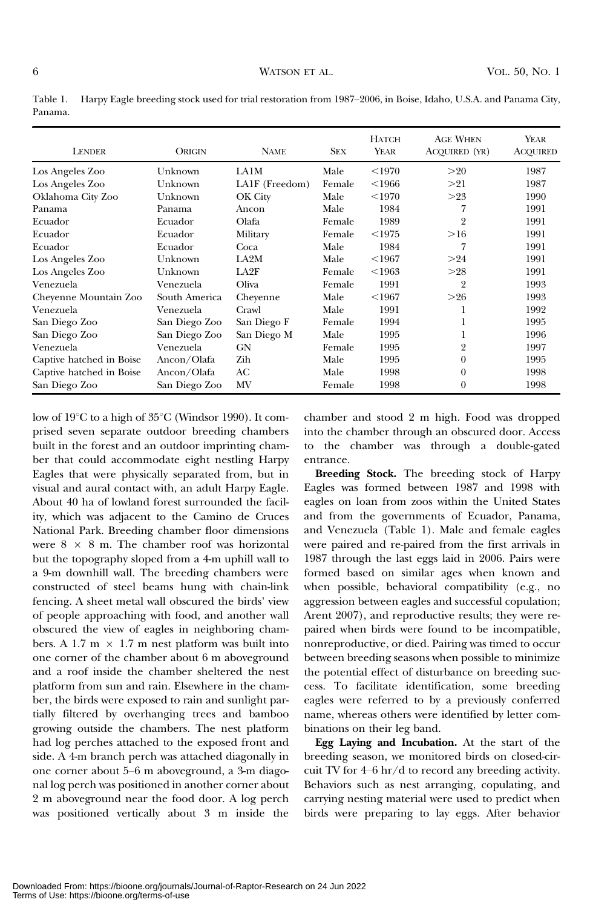Table 1. Harpy Eagle breeding stock used for trial restoration from 1987–2006, in Boise, Idaho, U.S.A. and Panama City, Panama.

| Lender | Origin | Name | Sex | Hatch Year | Age When Acquired (yr) | Year Acquired |
|---|---|---|---|---|---|---|
| Los Angeles Zoo | Unknown | LA1M | Male | <1970 | >20 | 1987 |
| Los Angeles Zoo | Unknown | LA1F (Freedom) | Female | <1966 | >21 | 1987 |
| Oklahoma City Zoo | Unknown | OK City | Male | <1970 | >23 | 1990 |
| Panama | Panama | Ancon | Male | 1984 | 7 | 1991 |
| Ecuador | Ecuador | Olafa | Female | 1989 | 2 | 1991 |
| Ecuador | Ecuador | Military | Female | <1975 | >16 | 1991 |
| Ecuador | Ecuador | Coca | Male | 1984 | 7 | 1991 |
| Los Angeles Zoo | Unknown | LA2M | Male | <1967 | >24 | 1991 |
| Los Angeles Zoo | Unknown | LA2F | Female | <1963 | >28 | 1991 |
| Venezuela | Venezuela | Oliva | Female | 1991 | 2 | 1993 |
| Cheyenne Mountain Zoo | South America | Cheyenne | Male | <1967 | >26 | 1993 |
| Venezuela | Venezuela | Crawl | Male | 1991 | 1 | 1992 |
| San Diego Zoo | San Diego Zoo | San Diego F | Female | 1994 | 1 | 1995 |
| San Diego Zoo | San Diego Zoo | San Diego M | Male | 1995 | 1 | 1996 |
| Venezuela | Venezuela | GN | Female | 1995 | 2 | 1997 |
| Captive hatched in Boise | Ancon/Olafa | Zih | Male | 1995 | 0 | 1995 |
| Captive hatched in Boise | Ancon/Olafa | AC | Male | 1998 | 0 | 1998 |
| San Diego Zoo | San Diego Zoo | MV | Female | 1998 | 0 | 1998 |

low of 19°C to a high of 35°C (Windsor 1990). It comprised seven separate outdoor breeding chambers built in the forest and an outdoor imprinting chamber that could accommodate eight nestling Harpy Eagles that were physically separated from, but in visual and aural contact with, an adult Harpy Eagle. About 40 ha of lowland forest surrounded the facility, which was adjacent to the Camino de Cruces National Park. Breeding chamber floor dimensions were 8 × 8 m. The chamber roof was horizontal but the topography sloped from a 4-m uphill wall to a 9-m downhill wall. The breeding chambers were constructed of steel beams hung with chain-link fencing. A sheet metal wall obscured the birds' view of people approaching with food, and another wall obscured the view of eagles in neighboring chambers. A 1.7 m × 1.7 m nest platform was built into one corner of the chamber about 6 m aboveground and a roof inside the chamber sheltered the nest platform from sun and rain. Elsewhere in the chamber, the birds were exposed to rain and sunlight partially filtered by overhanging trees and bamboo growing outside the chambers. The nest platform had log perches attached to the exposed front and side. A 4-m branch perch was attached diagonally in one corner about 5–6 m aboveground, a 3-m diagonal log perch was positioned in another corner about 2 m aboveground near the food door. A log perch was positioned vertically about 3 m inside the chamber and stood 2 m high. Food was dropped into the chamber through an obscured door. Access to the chamber was through a double-gated entrance.

**Breeding Stock.** The breeding stock of Harpy Eagles was formed between 1987 and 1998 with eagles on loan from zoos within the United States and from the governments of Ecuador, Panama, and Venezuela (Table 1). Male and female eagles were paired and re-paired from the first arrivals in 1987 through the last eggs laid in 2006. Pairs were formed based on similar ages when known and when possible, behavioral compatibility (e.g., no aggression between eagles and successful copulation; Arent 2007), and reproductive results; they were re-paired when birds were found to be incompatible, nonreproductive, or died. Pairing was timed to occur between breeding seasons when possible to minimize the potential effect of disturbance on breeding success. To facilitate identification, some breeding eagles were referred to by a previously conferred name, whereas others were identified by letter combinations on their leg band.

**Egg Laying and Incubation.** At the start of the breeding season, we monitored birds on closed-circuit TV for 4–6 hr/d to record any breeding activity. Behaviors such as nest arranging, copulating, and carrying nesting material were used to predict when birds were preparing to lay eggs. After behavior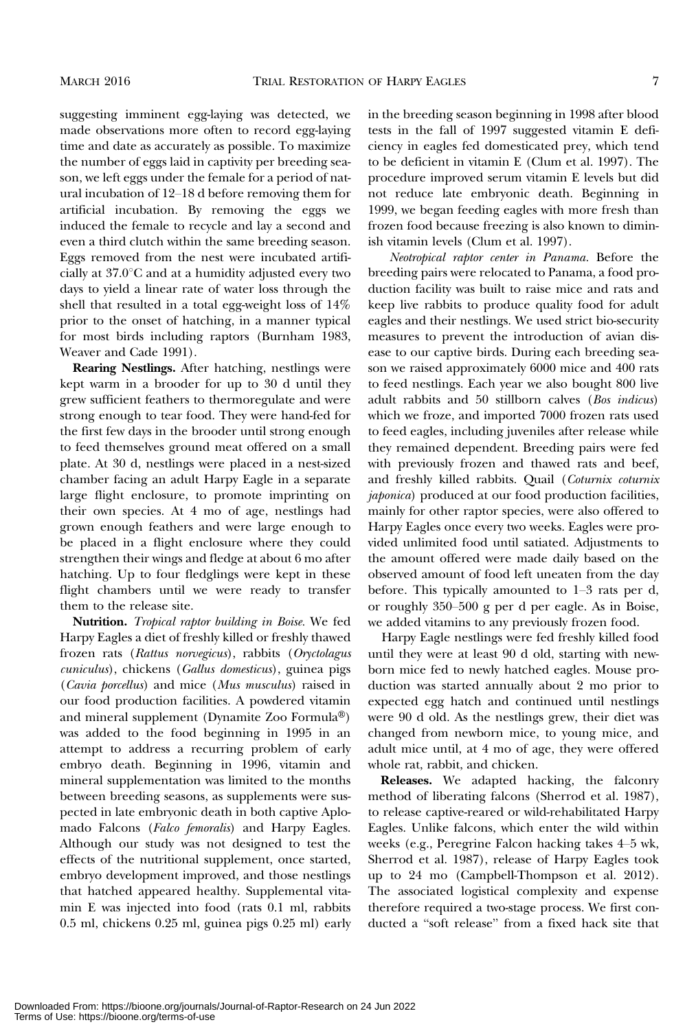suggesting imminent egg-laying was detected, we made observations more often to record egg-laying time and date as accurately as possible. To maximize the number of eggs laid in captivity per breeding season, we left eggs under the female for a period of natural incubation of 12–18 d before removing them for artificial incubation. By removing the eggs we induced the female to recycle and lay a second and even a third clutch within the same breeding season. Eggs removed from the nest were incubated artificially at 37.0°C and at a humidity adjusted every two days to yield a linear rate of water loss through the shell that resulted in a total egg-weight loss of 14% prior to the onset of hatching, in a manner typical for most birds including raptors (Burnham 1983, Weaver and Cade 1991).

**Rearing Nestlings.** After hatching, nestlings were kept warm in a brooder for up to 30 d until they grew sufficient feathers to thermoregulate and were strong enough to tear food. They were hand-fed for the first few days in the brooder until strong enough to feed themselves ground meat offered on a small plate. At 30 d, nestlings were placed in a nest-sized chamber facing an adult Harpy Eagle in a separate large flight enclosure, to promote imprinting on their own species. At 4 mo of age, nestlings had grown enough feathers and were large enough to be placed in a flight enclosure where they could strengthen their wings and fledge at about 6 mo after hatching. Up to four fledglings were kept in these flight chambers until we were ready to transfer them to the release site.

**Nutrition.** *Tropical raptor building in Boise.* We fed Harpy Eagles a diet of freshly killed or freshly thawed frozen rats (*Rattus norvegicus*), rabbits (*Oryctolagus cuniculus*), chickens (*Gallus domesticus*), guinea pigs (*Cavia porcellus*) and mice (*Mus musculus*) raised in our food production facilities. A powdered vitamin and mineral supplement (Dynamite Zoo Formula®) was added to the food beginning in 1995 in an attempt to address a recurring problem of early embryo death. Beginning in 1996, vitamin and mineral supplementation was limited to the months between breeding seasons, as supplements were suspected in late embryonic death in both captive Aplomado Falcons (*Falco femoralis*) and Harpy Eagles. Although our study was not designed to test the effects of the nutritional supplement, once started, embryo development improved, and those nestlings that hatched appeared healthy. Supplemental vitamin E was injected into food (rats 0.1 ml, rabbits 0.5 ml, chickens 0.25 ml, guinea pigs 0.25 ml) early in the breeding season beginning in 1998 after blood tests in the fall of 1997 suggested vitamin E deficiency in eagles fed domesticated prey, which tend to be deficient in vitamin E (Clum et al. 1997). The procedure improved serum vitamin E levels but did not reduce late embryonic death. Beginning in 1999, we began feeding eagles with more fresh than frozen food because freezing is also known to diminish vitamin levels (Clum et al. 1997).

*Neotropical raptor center in Panama.* Before the breeding pairs were relocated to Panama, a food production facility was built to raise mice and rats and keep live rabbits to produce quality food for adult eagles and their nestlings. We used strict bio-security measures to prevent the introduction of avian disease to our captive birds. During each breeding season we raised approximately 6000 mice and 400 rats to feed nestlings. Each year we also bought 800 live adult rabbits and 50 stillborn calves (*Bos indicus*) which we froze, and imported 7000 frozen rats used to feed eagles, including juveniles after release while they remained dependent. Breeding pairs were fed with previously frozen and thawed rats and beef, and freshly killed rabbits. Quail (*Coturnix coturnix japonica*) produced at our food production facilities, mainly for other raptor species, were also offered to Harpy Eagles once every two weeks. Eagles were provided unlimited food until satiated. Adjustments to the amount offered were made daily based on the observed amount of food left uneaten from the day before. This typically amounted to 1–3 rats per d, or roughly 350–500 g per d per eagle. As in Boise, we added vitamins to any previously frozen food.

Harpy Eagle nestlings were fed freshly killed food until they were at least 90 d old, starting with newborn mice fed to newly hatched eagles. Mouse production was started annually about 2 mo prior to expected egg hatch and continued until nestlings were 90 d old. As the nestlings grew, their diet was changed from newborn mice, to young mice, and adult mice until, at 4 mo of age, they were offered whole rat, rabbit, and chicken.

**Releases.** We adapted hacking, the falconry method of liberating falcons (Sherrod et al. 1987), to release captive-reared or wild-rehabilitated Harpy Eagles. Unlike falcons, which enter the wild within weeks (e.g., Peregrine Falcon hacking takes 4–5 wk, Sherrod et al. 1987), release of Harpy Eagles took up to 24 mo (Campbell-Thompson et al. 2012). The associated logistical complexity and expense therefore required a two-stage process. We first conducted a "soft release" from a fixed hack site that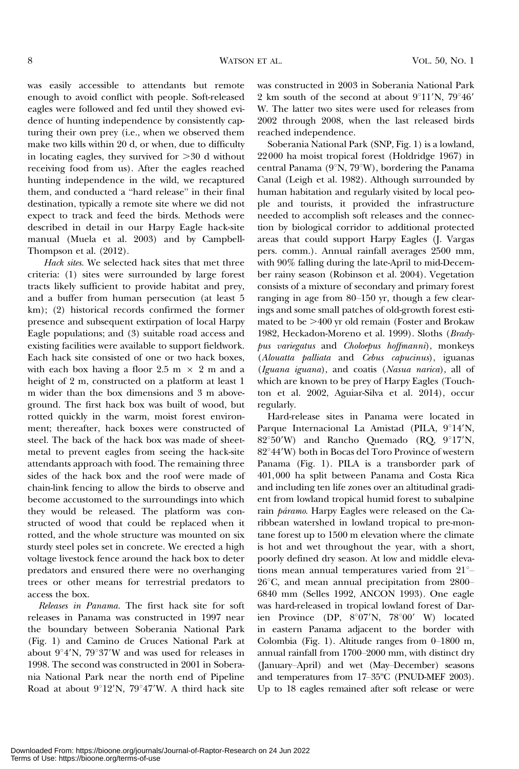was easily accessible to attendants but remote enough to avoid conflict with people. Soft-released eagles were followed and fed until they showed evidence of hunting independence by consistently capturing their own prey (i.e., when we observed them make two kills within 20 d, or when, due to difficulty in locating eagles, they survived for >30 d without receiving food from us). After the eagles reached hunting independence in the wild, we recaptured them, and conducted a "hard release" in their final destination, typically a remote site where we did not expect to track and feed the birds. Methods were described in detail in our Harpy Eagle hack-site manual (Muela et al. 2003) and by Campbell-Thompson et al. (2012).

*Hack sites.* We selected hack sites that met three criteria: (1) sites were surrounded by large forest tracts likely sufficient to provide habitat and prey, and a buffer from human persecution (at least 5 km); (2) historical records confirmed the former presence and subsequent extirpation of local Harpy Eagle populations; and (3) suitable road access and existing facilities were available to support fieldwork. Each hack site consisted of one or two hack boxes, with each box having a floor 2.5 m × 2 m and a height of 2 m, constructed on a platform at least 1 m wider than the box dimensions and 3 m aboveground. The first hack box was built of wood, but rotted quickly in the warm, moist forest environment; thereafter, hack boxes were constructed of steel. The back of the hack box was made of sheet-metal to prevent eagles from seeing the hack-site attendants approach with food. The remaining three sides of the hack box and the roof were made of chain-link fencing to allow the birds to observe and become accustomed to the surroundings into which they would be released. The platform was constructed of wood that could be replaced when it rotted, and the whole structure was mounted on six sturdy steel poles set in concrete. We erected a high voltage livestock fence around the hack box to deter predators and ensured there were no overhanging trees or other means for terrestrial predators to access the box.

*Releases in Panama.* The first hack site for soft releases in Panama was constructed in 1997 near the boundary between Soberania National Park (Fig. 1) and Camino de Cruces National Park at about 9°4′N, 79°37′W and was used for releases in 1998. The second was constructed in 2001 in Soberania National Park near the north end of Pipeline Road at about 9°12′N, 79°47′W. A third hack site was constructed in 2003 in Soberania National Park 2 km south of the second at about 9°11′N, 79°46′ W. The latter two sites were used for releases from 2002 through 2008, when the last released birds reached independence.

Soberania National Park (SNP, Fig. 1) is a lowland, 22 000 ha moist tropical forest (Holdridge 1967) in central Panama (9°N, 79°W), bordering the Panama Canal (Leigh et al. 1982). Although surrounded by human habitation and regularly visited by local people and tourists, it provided the infrastructure needed to accomplish soft releases and the connection by biological corridor to additional protected areas that could support Harpy Eagles (J. Vargas pers. comm.). Annual rainfall averages 2500 mm, with 90% falling during the late-April to mid-December rainy season (Robinson et al. 2004). Vegetation consists of a mixture of secondary and primary forest ranging in age from 80–150 yr, though a few clearings and some small patches of old-growth forest estimated to be >400 yr old remain (Foster and Brokaw 1982, Heckadon-Moreno et al. 1999). Sloths (*Bradypus variegatus* and *Choloepus hoffmanni*), monkeys (*Alouatta palliata* and *Cebus capucinus*), iguanas (*Iguana iguana*), and coatis (*Nasua narica*), all of which are known to be prey of Harpy Eagles (Touchton et al. 2002, Aguiar-Silva et al. 2014), occur regularly.

Hard-release sites in Panama were located in Parque Internacional La Amistad (PILA, 9°14′N, 82°50′W) and Rancho Quemado (RQ, 9°17′N, 82°44′W) both in Bocas del Toro Province of western Panama (Fig. 1). PILA is a transborder park of 401,000 ha split between Panama and Costa Rica and including ten life zones over an altitudinal gradient from lowland tropical humid forest to subalpine rain *páramo*. Harpy Eagles were released on the Caribbean watershed in lowland tropical to pre-montane forest up to 1500 m elevation where the climate is hot and wet throughout the year, with a short, poorly defined dry season. At low and middle elevations mean annual temperatures varied from 21°–26°C, and mean annual precipitation from 2800–6840 mm (Selles 1992, ANCON 1993). One eagle was hard-released in tropical lowland forest of Darien Province (DP, 8°07′N, 78°00′ W) located in eastern Panama adjacent to the border with Colombia (Fig. 1). Altitude ranges from 0–1800 m, annual rainfall from 1700–2000 mm, with distinct dry (January–April) and wet (May–December) seasons and temperatures from 17–35°C (PNUD-MEF 2003). Up to 18 eagles remained after soft release or were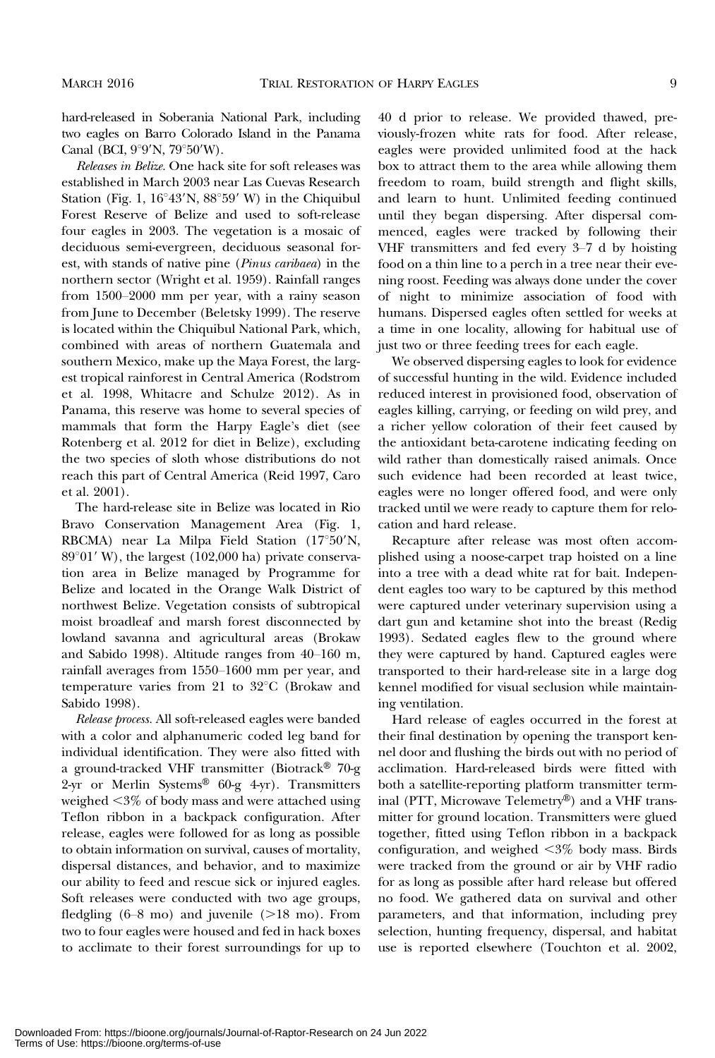hard-released in Soberania National Park, including two eagles on Barro Colorado Island in the Panama Canal (BCI, 9°9′N, 79°50′W).

*Releases in Belize.* One hack site for soft releases was established in March 2003 near Las Cuevas Research Station (Fig. 1, 16°43′N, 88°59′ W) in the Chiquibul Forest Reserve of Belize and used to soft-release four eagles in 2003. The vegetation is a mosaic of deciduous semi-evergreen, deciduous seasonal forest, with stands of native pine (*Pinus caribaea*) in the northern sector (Wright et al. 1959). Rainfall ranges from 1500–2000 mm per year, with a rainy season from June to December (Beletsky 1999). The reserve is located within the Chiquibul National Park, which, combined with areas of northern Guatemala and southern Mexico, make up the Maya Forest, the largest tropical rainforest in Central America (Rodstrom et al. 1998, Whitacre and Schulze 2012). As in Panama, this reserve was home to several species of mammals that form the Harpy Eagle's diet (see Rotenberg et al. 2012 for diet in Belize), excluding the two species of sloth whose distributions do not reach this part of Central America (Reid 1997, Caro et al. 2001).

The hard-release site in Belize was located in Rio Bravo Conservation Management Area (Fig. 1, RBCMA) near La Milpa Field Station (17°50′N, 89°01′ W), the largest (102,000 ha) private conservation area in Belize managed by Programme for Belize and located in the Orange Walk District of northwest Belize. Vegetation consists of subtropical moist broadleaf and marsh forest disconnected by lowland savanna and agricultural areas (Brokaw and Sabido 1998). Altitude ranges from 40–160 m, rainfall averages from 1550–1600 mm per year, and temperature varies from 21 to 32°C (Brokaw and Sabido 1998).

*Release process.* All soft-released eagles were banded with a color and alphanumeric coded leg band for individual identification. They were also fitted with a ground-tracked VHF transmitter (Biotrack® 70-g 2-yr or Merlin Systems® 60-g 4-yr). Transmitters weighed <3% of body mass and were attached using Teflon ribbon in a backpack configuration. After release, eagles were followed for as long as possible to obtain information on survival, causes of mortality, dispersal distances, and behavior, and to maximize our ability to feed and rescue sick or injured eagles. Soft releases were conducted with two age groups, fledgling (6–8 mo) and juvenile (>18 mo). From two to four eagles were housed and fed in hack boxes to acclimate to their forest surroundings for up to 40 d prior to release. We provided thawed, previously-frozen white rats for food. After release, eagles were provided unlimited food at the hack box to attract them to the area while allowing them freedom to roam, build strength and flight skills, and learn to hunt. Unlimited feeding continued until they began dispersing. After dispersal commenced, eagles were tracked by following their VHF transmitters and fed every 3–7 d by hoisting food on a thin line to a perch in a tree near their evening roost. Feeding was always done under the cover of night to minimize association of food with humans. Dispersed eagles often settled for weeks at a time in one locality, allowing for habitual use of just two or three feeding trees for each eagle.

We observed dispersing eagles to look for evidence of successful hunting in the wild. Evidence included reduced interest in provisioned food, observation of eagles killing, carrying, or feeding on wild prey, and a richer yellow coloration of their feet caused by the antioxidant beta-carotene indicating feeding on wild rather than domestically raised animals. Once such evidence had been recorded at least twice, eagles were no longer offered food, and were only tracked until we were ready to capture them for relocation and hard release.

Recapture after release was most often accomplished using a noose-carpet trap hoisted on a line into a tree with a dead white rat for bait. Independent eagles too wary to be captured by this method were captured under veterinary supervision using a dart gun and ketamine shot into the breast (Redig 1993). Sedated eagles flew to the ground where they were captured by hand. Captured eagles were transported to their hard-release site in a large dog kennel modified for visual seclusion while maintaining ventilation.

Hard release of eagles occurred in the forest at their final destination by opening the transport kennel door and flushing the birds out with no period of acclimation. Hard-released birds were fitted with both a satellite-reporting platform transmitter terminal (PTT, Microwave Telemetry®) and a VHF transmitter for ground location. Transmitters were glued together, fitted using Teflon ribbon in a backpack configuration, and weighed <3% body mass. Birds were tracked from the ground or air by VHF radio for as long as possible after hard release but offered no food. We gathered data on survival and other parameters, and that information, including prey selection, hunting frequency, dispersal, and habitat use is reported elsewhere (Touchton et al. 2002,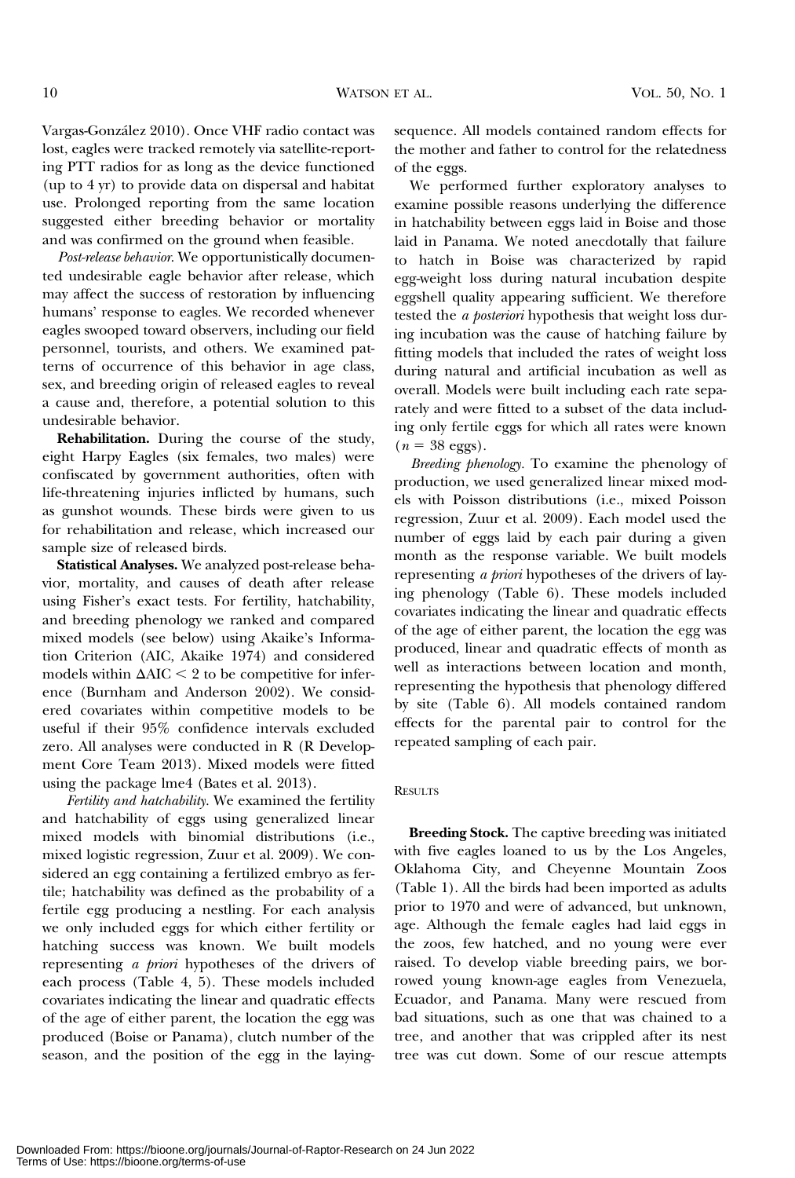Vargas-González 2010). Once VHF radio contact was lost, eagles were tracked remotely via satellite-reporting PTT radios for as long as the device functioned (up to 4 yr) to provide data on dispersal and habitat use. Prolonged reporting from the same location suggested either breeding behavior or mortality and was confirmed on the ground when feasible.

*Post-release behavior.* We opportunistically documented undesirable eagle behavior after release, which may affect the success of restoration by influencing humans' response to eagles. We recorded whenever eagles swooped toward observers, including our field personnel, tourists, and others. We examined patterns of occurrence of this behavior in age class, sex, and breeding origin of released eagles to reveal a cause and, therefore, a potential solution to this undesirable behavior.

**Rehabilitation.** During the course of the study, eight Harpy Eagles (six females, two males) were confiscated by government authorities, often with life-threatening injuries inflicted by humans, such as gunshot wounds. These birds were given to us for rehabilitation and release, which increased our sample size of released birds.

**Statistical Analyses.** We analyzed post-release behavior, mortality, and causes of death after release using Fisher's exact tests. For fertility, hatchability, and breeding phenology we ranked and compared mixed models (see below) using Akaike's Information Criterion (AIC, Akaike 1974) and considered models within $\Delta AIC < 2$ to be competitive for inference (Burnham and Anderson 2002). We considered covariates within competitive models to be useful if their 95% confidence intervals excluded zero. All analyses were conducted in R (R Development Core Team 2013). Mixed models were fitted using the package lme4 (Bates et al. 2013).

*Fertility and hatchability.* We examined the fertility and hatchability of eggs using generalized linear mixed models with binomial distributions (i.e., mixed logistic regression, Zuur et al. 2009). We considered an egg containing a fertilized embryo as fertile; hatchability was defined as the probability of a fertile egg producing a nestling. For each analysis we only included eggs for which either fertility or hatching success was known. We built models representing *a priori* hypotheses of the drivers of each process (Table 4, 5). These models included covariates indicating the linear and quadratic effects of the age of either parent, the location the egg was produced (Boise or Panama), clutch number of the season, and the position of the egg in the laying-sequence. All models contained random effects for the mother and father to control for the relatedness of the eggs.

We performed further exploratory analyses to examine possible reasons underlying the difference in hatchability between eggs laid in Boise and those laid in Panama. We noted anecdotally that failure to hatch in Boise was characterized by rapid egg-weight loss during natural incubation despite eggshell quality appearing sufficient. We therefore tested the *a posteriori* hypothesis that weight loss during incubation was the cause of hatching failure by fitting models that included the rates of weight loss during natural and artificial incubation as well as overall. Models were built including each rate separately and were fitted to a subset of the data including only fertile eggs for which all rates were known ($n = 38$ eggs).

*Breeding phenology.* To examine the phenology of production, we used generalized linear mixed models with Poisson distributions (i.e., mixed Poisson regression, Zuur et al. 2009). Each model used the number of eggs laid by each pair during a given month as the response variable. We built models representing *a priori* hypotheses of the drivers of laying phenology (Table 6). These models included covariates indicating the linear and quadratic effects of the age of either parent, the location the egg was produced, linear and quadratic effects of month as well as interactions between location and month, representing the hypothesis that phenology differed by site (Table 6). All models contained random effects for the parental pair to control for the repeated sampling of each pair.

## RESULTS

**Breeding Stock.** The captive breeding was initiated with five eagles loaned to us by the Los Angeles, Oklahoma City, and Cheyenne Mountain Zoos (Table 1). All the birds had been imported as adults prior to 1970 and were of advanced, but unknown, age. Although the female eagles had laid eggs in the zoos, few hatched, and no young were ever raised. To develop viable breeding pairs, we borrowed young known-age eagles from Venezuela, Ecuador, and Panama. Many were rescued from bad situations, such as one that was chained to a tree, and another that was crippled after its nest tree was cut down. Some of our rescue attempts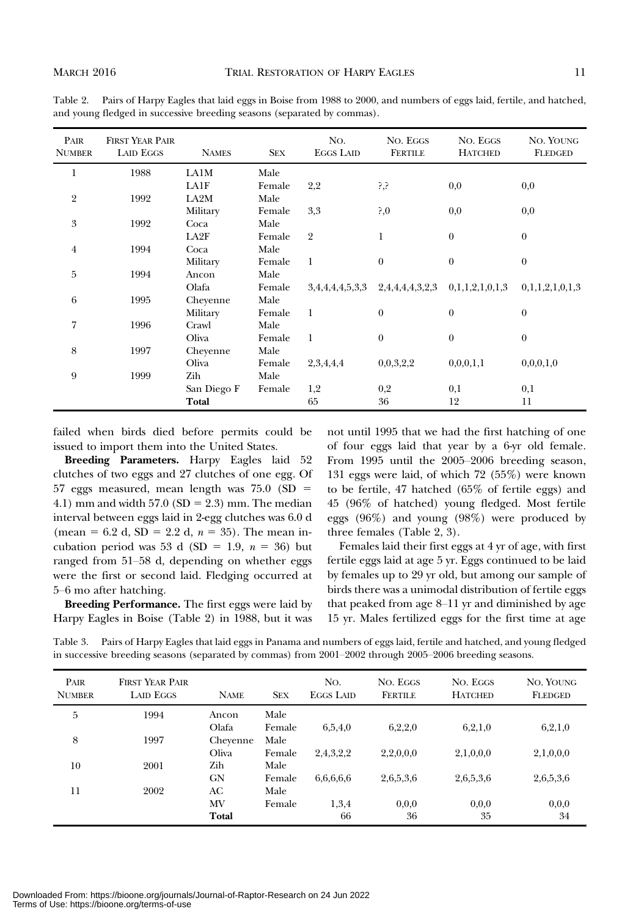Table 2. Pairs of Harpy Eagles that laid eggs in Boise from 1988 to 2000, and numbers of eggs laid, fertile, and hatched, and young fledged in successive breeding seasons (separated by commas).

| Pair Number | First Year Pair Laid Eggs | Names | Sex | No. Eggs Laid | No. Eggs Fertile | No. Eggs Hatched | No. Young Fledged |
|---|---|---|---|---|---|---|---|
| 1 | 1988 | LA1M | Male | | | | |
| | | LA1F | Female | 2,2 | ?,? | 0,0 | 0,0 |
| 2 | 1992 | LA2M | Male | | | | |
| | | Military | Female | 3,3 | ?,0 | 0,0 | 0,0 |
| 3 | 1992 | Coca | Male | | | | |
| | | LA2F | Female | 2 | 1 | 0 | 0 |
| 4 | 1994 | Coca | Male | | | | |
| | | Military | Female | 1 | 0 | 0 | 0 |
| 5 | 1994 | Ancon | Male | | | | |
| | | Olafa | Female | 3,4,4,4,4,5,3,3 | 2,4,4,4,4,3,2,3 | 0,1,1,2,1,0,1,3 | 0,1,1,2,1,0,1,3 |
| 6 | 1995 | Cheyenne | Male | | | | |
| | | Military | Female | 1 | 0 | 0 | 0 |
| 7 | 1996 | Crawl | Male | | | | |
| | | Oliva | Female | 1 | 0 | 0 | 0 |
| 8 | 1997 | Cheyenne | Male | | | | |
| | | Oliva | Female | 2,3,4,4,4 | 0,0,3,2,2 | 0,0,0,1,1 | 0,0,0,1,0 |
| 9 | 1999 | Zih | Male | | | | |
| | | San Diego F | Female | 1,2 | 0,2 | 0,1 | 0,1 |
| | | **Total** | | 65 | 36 | 12 | 11 |

failed when birds died before permits could be issued to import them into the United States.

**Breeding Parameters.** Harpy Eagles laid 52 clutches of two eggs and 27 clutches of one egg. Of 57 eggs measured, mean length was 75.0 (SD = 4.1) mm and width 57.0 (SD = 2.3) mm. The median interval between eggs laid in 2-egg clutches was 6.0 d (mean = 6.2 d, SD = 2.2 d, $n = 35$). The mean incubation period was 53 d (SD = 1.9, $n = 36$) but ranged from 51–58 d, depending on whether eggs were the first or second laid. Fledging occurred at 5–6 mo after hatching.

**Breeding Performance.** The first eggs were laid by Harpy Eagles in Boise (Table 2) in 1988, but it was not until 1995 that we had the first hatching of one of four eggs laid that year by a 6-yr old female. From 1995 until the 2005–2006 breeding season, 131 eggs were laid, of which 72 (55%) were known to be fertile, 47 hatched (65% of fertile eggs) and 45 (96% of hatched) young fledged. Most fertile eggs (96%) and young (98%) were produced by three females (Table 2, 3).

Females laid their first eggs at 4 yr of age, with first fertile eggs laid at age 5 yr. Eggs continued to be laid by females up to 29 yr old, but among our sample of birds there was a unimodal distribution of fertile eggs that peaked from age 8–11 yr and diminished by age 15 yr. Males fertilized eggs for the first time at age

Table 3. Pairs of Harpy Eagles that laid eggs in Panama and numbers of eggs laid, fertile and hatched, and young fledged in successive breeding seasons (separated by commas) from 2001–2002 through 2005–2006 breeding seasons.

| Pair Number | First Year Pair Laid Eggs | Name | Sex | No. Eggs Laid | No. Eggs Fertile | No. Eggs Hatched | No. Young Fledged |
|---|---|---|---|---|---|---|---|
| 5 | 1994 | Ancon | Male | | | | |
| | | Olafa | Female | 6,5,4,0 | 6,2,2,0 | 6,2,1,0 | 6,2,1,0 |
| 8 | 1997 | Cheyenne | Male | | | | |
| | | Oliva | Female | 2,4,3,2,2 | 2,2,0,0,0 | 2,1,0,0,0 | 2,1,0,0,0 |
| 10 | 2001 | Zih | Male | | | | |
| | | GN | Female | 6,6,6,6,6 | 2,6,5,3,6 | 2,6,5,3,6 | 2,6,5,3,6 |
| 11 | 2002 | AC | Male | | | | |
| | | MV | Female | 1,3,4 | 0,0,0 | 0,0,0 | 0,0,0 |
| | | **Total** | | 66 | 36 | 35 | 34 |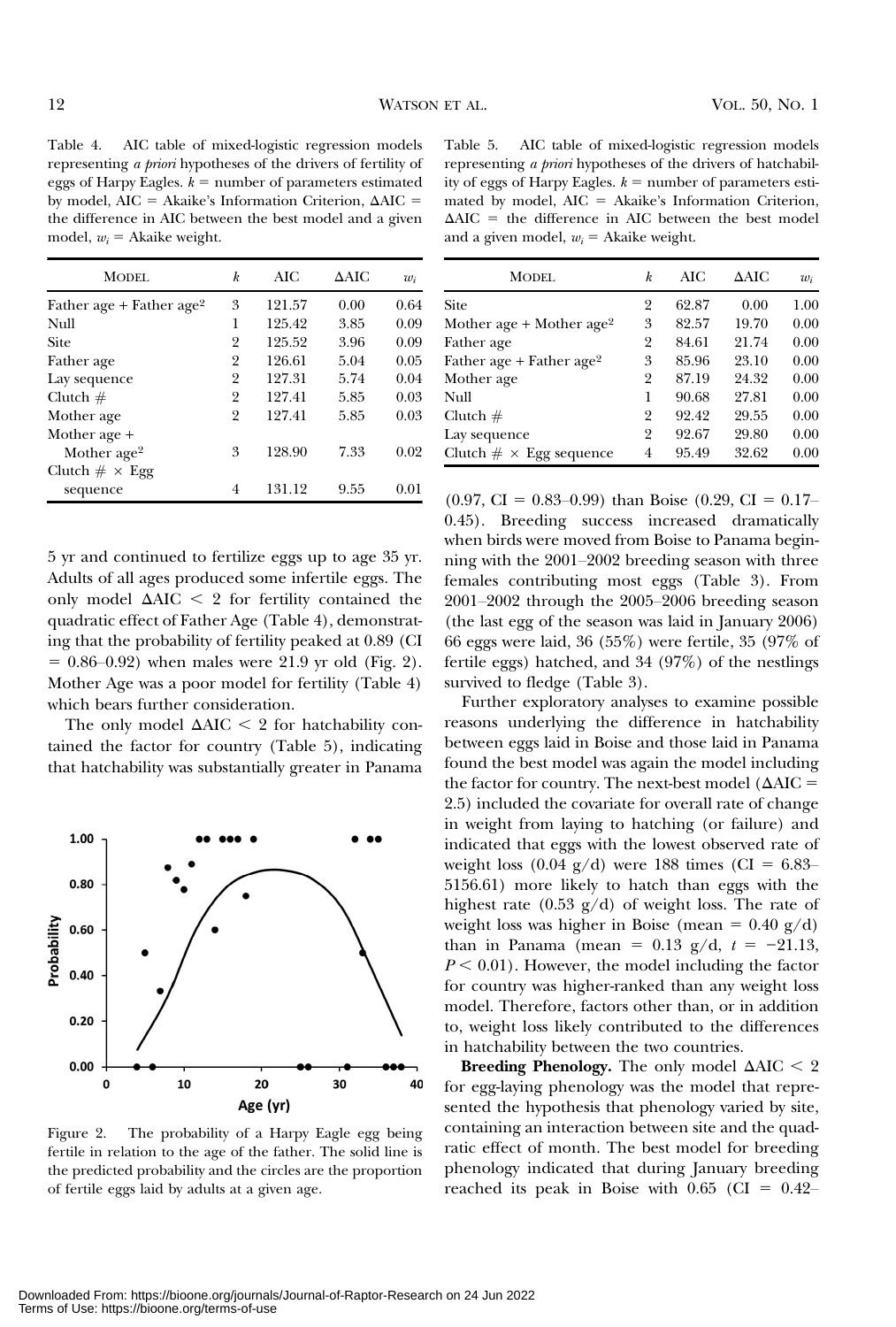Table 4. AIC table of mixed-logistic regression models representing *a priori* hypotheses of the drivers of fertility of eggs of Harpy Eagles. $k$ = number of parameters estimated by model, AIC = Akaike's Information Criterion, ΔAIC = the difference in AIC between the best model and a given model, $w_i$ = Akaike weight.

| MODEL | $k$ | AIC | ΔAIC | $w_i$ |
|---|---|---|---|---|
| Father age + Father age$^2$ | 3 | 121.57 | 0.00 | 0.64 |
| Null | 1 | 125.42 | 3.85 | 0.09 |
| Site | 2 | 125.52 | 3.96 | 0.09 |
| Father age | 2 | 126.61 | 5.04 | 0.05 |
| Lay sequence | 2 | 127.31 | 5.74 | 0.04 |
| Clutch # | 2 | 127.41 | 5.85 | 0.03 |
| Mother age | 2 | 127.41 | 5.85 | 0.03 |
| Mother age + Mother age$^2$ | 3 | 128.90 | 7.33 | 0.02 |
| Clutch # × Egg sequence | 4 | 131.12 | 9.55 | 0.01 |

5 yr and continued to fertilize eggs up to age 35 yr. Adults of all ages produced some infertile eggs. The only model ΔAIC < 2 for fertility contained the quadratic effect of Father Age (Table 4), demonstrating that the probability of fertility peaked at 0.89 (CI = 0.86–0.92) when males were 21.9 yr old (Fig. 2). Mother Age was a poor model for fertility (Table 4) which bears further consideration.

The only model ΔAIC < 2 for hatchability contained the factor for country (Table 5), indicating that hatchability was substantially greater in Panama

Figure 2. The probability of a Harpy Eagle egg being fertile in relation to the age of the father. The solid line is the predicted probability and the circles are the proportion of fertile eggs laid by adults at a given age.

Table 5. AIC table of mixed-logistic regression models representing *a priori* hypotheses of the drivers of hatchability of eggs of Harpy Eagles. $k$ = number of parameters estimated by model, AIC = Akaike's Information Criterion, ΔAIC = the difference in AIC between the best model and a given model, $w_i$ = Akaike weight.

| MODEL | $k$ | AIC | ΔAIC | $w_i$ |
|---|---|---|---|---|
| Site | 2 | 62.87 | 0.00 | 1.00 |
| Mother age + Mother age$^2$ | 3 | 82.57 | 19.70 | 0.00 |
| Father age | 2 | 84.61 | 21.74 | 0.00 |
| Father age + Father age$^2$ | 3 | 85.96 | 23.10 | 0.00 |
| Mother age | 2 | 87.19 | 24.32 | 0.00 |
| Null | 1 | 90.68 | 27.81 | 0.00 |
| Clutch # | 2 | 92.42 | 29.55 | 0.00 |
| Lay sequence | 2 | 92.67 | 29.80 | 0.00 |
| Clutch # × Egg sequence | 4 | 95.49 | 32.62 | 0.00 |

(0.97, CI = 0.83–0.99) than Boise (0.29, CI = 0.17–0.45). Breeding success increased dramatically when birds were moved from Boise to Panama beginning with the 2001–2002 breeding season with three females contributing most eggs (Table 3). From 2001–2002 through the 2005–2006 breeding season (the last egg of the season was laid in January 2006) 66 eggs were laid, 36 (55%) were fertile, 35 (97% of fertile eggs) hatched, and 34 (97%) of the nestlings survived to fledge (Table 3).

Further exploratory analyses to examine possible reasons underlying the difference in hatchability between eggs laid in Boise and those laid in Panama found the best model was again the model including the factor for country. The next-best model (ΔAIC = 2.5) included the covariate for overall rate of change in weight from laying to hatching (or failure) and indicated that eggs with the lowest observed rate of weight loss (0.04 g/d) were 188 times (CI = 6.83–5156.61) more likely to hatch than eggs with the highest rate (0.53 g/d) of weight loss. The rate of weight loss was higher in Boise (mean = 0.40 g/d) than in Panama (mean = 0.13 g/d, $t = -21.13$, $P < 0.01$). However, the model including the factor for country was higher-ranked than any weight loss model. Therefore, factors other than, or in addition to, weight loss likely contributed to the differences in hatchability between the two countries.

**Breeding Phenology.** The only model ΔAIC < 2 for egg-laying phenology was the model that represented the hypothesis that phenology varied by site, containing an interaction between site and the quadratic effect of month. The best model for breeding phenology indicated that during January breeding reached its peak in Boise with 0.65 (CI = 0.42–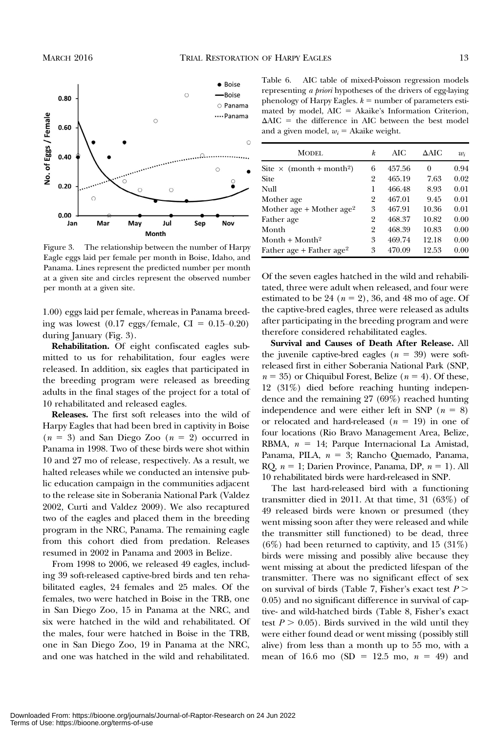Figure 3. The relationship between the number of Harpy Eagle eggs laid per female per month in Boise, Idaho, and Panama. Lines represent the predicted number per month at a given site and circles represent the observed number per month at a given site.

1.00) eggs laid per female, whereas in Panama breeding was lowest (0.17 eggs/female, CI = 0.15–0.20) during January (Fig. 3).

**Rehabilitation.** Of eight confiscated eagles submitted to us for rehabilitation, four eagles were released. In addition, six eagles that participated in the breeding program were released as breeding adults in the final stages of the project for a total of 10 rehabilitated and released eagles.

**Releases.** The first soft releases into the wild of Harpy Eagles that had been bred in captivity in Boise ($n$ = 3) and San Diego Zoo ($n$ = 2) occurred in Panama in 1998. Two of these birds were shot within 10 and 27 mo of release, respectively. As a result, we halted releases while we conducted an intensive public education campaign in the communities adjacent to the release site in Soberania National Park (Valdez 2002, Curti and Valdez 2009). We also recaptured two of the eagles and placed them in the breeding program in the NRC, Panama. The remaining eagle from this cohort died from predation. Releases resumed in 2002 in Panama and 2003 in Belize.

From 1998 to 2006, we released 49 eagles, including 39 soft-released captive-bred birds and ten rehabilitated eagles, 24 females and 25 males. Of the females, two were hatched in Boise in the TRB, one in San Diego Zoo, 15 in Panama at the NRC, and six were hatched in the wild and rehabilitated. Of the males, four were hatched in Boise in the TRB, one in San Diego Zoo, 19 in Panama at the NRC, and one was hatched in the wild and rehabilitated.

Table 6. AIC table of mixed-Poisson regression models representing *a priori* hypotheses of the drivers of egg-laying phenology of Harpy Eagles. $k$ = number of parameters estimated by model, AIC = Akaike's Information Criterion, $\Delta$AIC = the difference in AIC between the best model and a given model, $w_i$ = Akaike weight.

| Model | $k$ | AIC | $\Delta$AIC | $w_i$ |
|---|---|---|---|---|
| Site × (month + month²) | 6 | 457.56 | 0 | 0.94 |
| Site | 2 | 465.19 | 7.63 | 0.02 |
| Null | 1 | 466.48 | 8.93 | 0.01 |
| Mother age | 2 | 467.01 | 9.45 | 0.01 |
| Mother age + Mother age² | 3 | 467.91 | 10.36 | 0.01 |
| Father age | 2 | 468.37 | 10.82 | 0.00 |
| Month | 2 | 468.39 | 10.83 | 0.00 |
| Month + Month² | 3 | 469.74 | 12.18 | 0.00 |
| Father age + Father age² | 3 | 470.09 | 12.53 | 0.00 |

Of the seven eagles hatched in the wild and rehabilitated, three were adult when released, and four were estimated to be 24 ($n$ = 2), 36, and 48 mo of age. Of the captive-bred eagles, three were released as adults after participating in the breeding program and were therefore considered rehabilitated eagles.

**Survival and Causes of Death After Release.** All the juvenile captive-bred eagles ($n$ = 39) were soft-released first in either Soberania National Park (SNP, $n$ = 35) or Chiquibul Forest, Belize ($n$ = 4). Of these, 12 (31%) died before reaching hunting independence and the remaining 27 (69%) reached hunting independence and were either left in SNP ($n$ = 8) or relocated and hard-released ($n$ = 19) in one of four locations (Rio Bravo Management Area, Belize, RBMA, $n$ = 14; Parque Internacional La Amistad, Panama, PILA, $n$ = 3; Rancho Quemado, Panama, RQ, $n$ = 1; Darien Province, Panama, DP, $n$ = 1). All 10 rehabilitated birds were hard-released in SNP.

The last hard-released bird with a functioning transmitter died in 2011. At that time, 31 (63%) of 49 released birds were known or presumed (they went missing soon after they were released and while the transmitter still functioned) to be dead, three (6%) had been returned to captivity, and 15 (31%) birds were missing and possibly alive because they went missing at about the predicted lifespan of the transmitter. There was no significant effect of sex on survival of birds (Table 7, Fisher's exact test $P >$ 0.05) and no significant difference in survival of captive- and wild-hatched birds (Table 8, Fisher's exact test $P > 0.05$). Birds survived in the wild until they were either found dead or went missing (possibly still alive) from less than a month up to 55 mo, with a mean of 16.6 mo (SD = 12.5 mo, $n$ = 49) and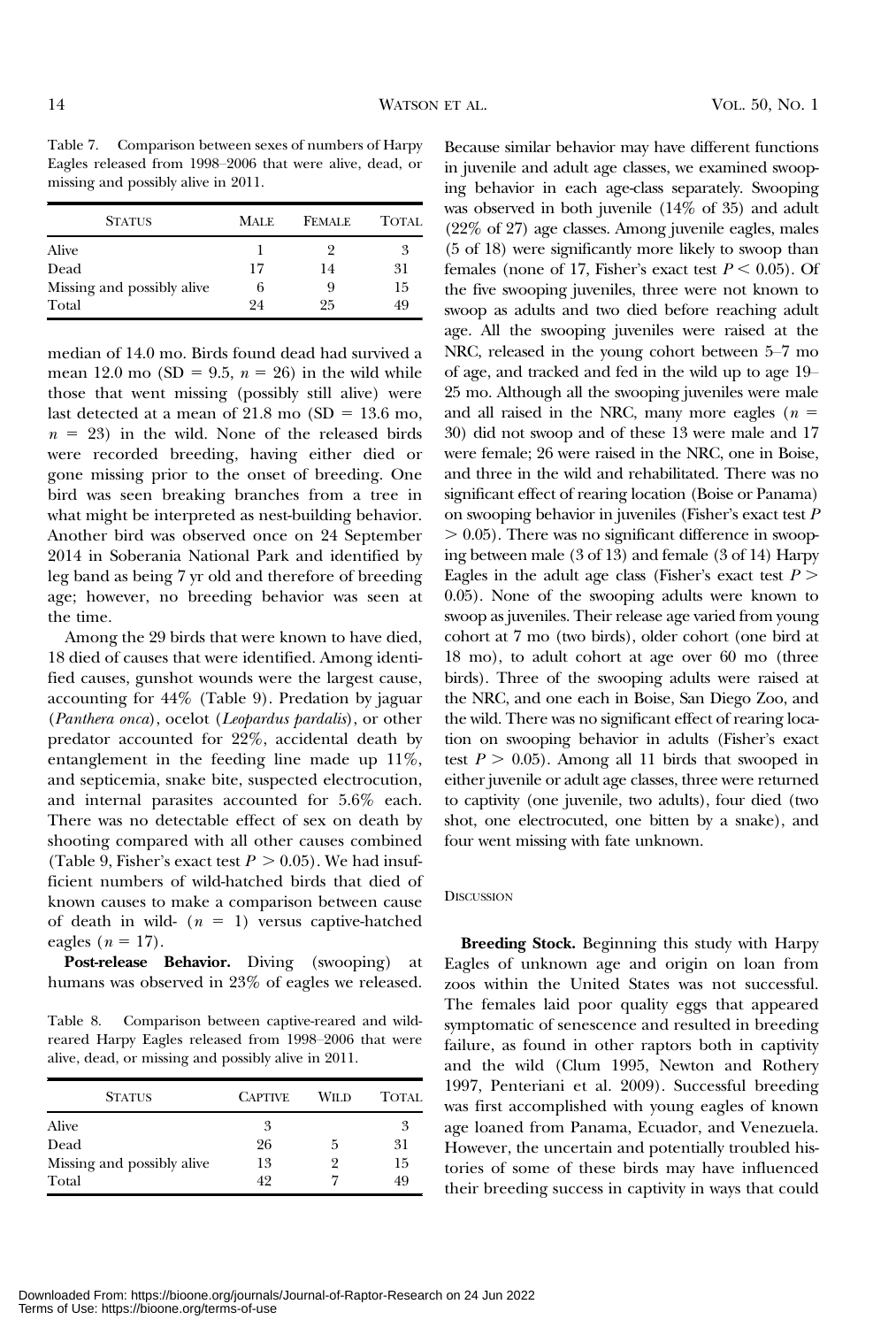Table 7. Comparison between sexes of numbers of Harpy Eagles released from 1998–2006 that were alive, dead, or missing and possibly alive in 2011.

| Status | Male | Female | Total |
|---|---|---|---|
| Alive | 1 | 2 | 3 |
| Dead | 17 | 14 | 31 |
| Missing and possibly alive | 6 | 9 | 15 |
| Total | 24 | 25 | 49 |

median of 14.0 mo. Birds found dead had survived a mean 12.0 mo (SD = 9.5, $n$ = 26) in the wild while those that went missing (possibly still alive) were last detected at a mean of 21.8 mo (SD = 13.6 mo, $n$ = 23) in the wild. None of the released birds were recorded breeding, having either died or gone missing prior to the onset of breeding. One bird was seen breaking branches from a tree in what might be interpreted as nest-building behavior. Another bird was observed once on 24 September 2014 in Soberania National Park and identified by leg band as being 7 yr old and therefore of breeding age; however, no breeding behavior was seen at the time.

Among the 29 birds that were known to have died, 18 died of causes that were identified. Among identified causes, gunshot wounds were the largest cause, accounting for 44% (Table 9). Predation by jaguar (*Panthera onca*), ocelot (*Leopardus pardalis*), or other predator accounted for 22%, accidental death by entanglement in the feeding line made up 11%, and septicemia, snake bite, suspected electrocution, and internal parasites accounted for 5.6% each. There was no detectable effect of sex on death by shooting compared with all other causes combined (Table 9, Fisher's exact test $P > 0.05$). We had insufficient numbers of wild-hatched birds that died of known causes to make a comparison between cause of death in wild- ($n$ = 1) versus captive-hatched eagles ($n$ = 17).

**Post-release Behavior.** Diving (swooping) at humans was observed in 23% of eagles we released.

Table 8. Comparison between captive-reared and wild-reared Harpy Eagles released from 1998–2006 that were alive, dead, or missing and possibly alive in 2011.

| Status | Captive | Wild | Total |
|---|---|---|---|
| Alive | 3 | | 3 |
| Dead | 26 | 5 | 31 |
| Missing and possibly alive | 13 | 2 | 15 |
| Total | 42 | 7 | 49 |

Because similar behavior may have different functions in juvenile and adult age classes, we examined swooping behavior in each age-class separately. Swooping was observed in both juvenile (14% of 35) and adult (22% of 27) age classes. Among juvenile eagles, males (5 of 18) were significantly more likely to swoop than females (none of 17, Fisher's exact test $P < 0.05$). Of the five swooping juveniles, three were not known to swoop as adults and two died before reaching adult age. All the swooping juveniles were raised at the NRC, released in the young cohort between 5–7 mo of age, and tracked and fed in the wild up to age 19–25 mo. Although all the swooping juveniles were male and all raised in the NRC, many more eagles ($n$ = 30) did not swoop and of these 13 were male and 17 were female; 26 were raised in the NRC, one in Boise, and three in the wild and rehabilitated. There was no significant effect of rearing location (Boise or Panama) on swooping behavior in juveniles (Fisher's exact test $P > 0.05$). There was no significant difference in swooping between male (3 of 13) and female (3 of 14) Harpy Eagles in the adult age class (Fisher's exact test $P > 0.05$). None of the swooping adults were known to swoop as juveniles. Their release age varied from young cohort at 7 mo (two birds), older cohort (one bird at 18 mo), to adult cohort at age over 60 mo (three birds). Three of the swooping adults were raised at the NRC, and one each in Boise, San Diego Zoo, and the wild. There was no significant effect of rearing location on swooping behavior in adults (Fisher's exact test $P > 0.05$). Among all 11 birds that swooped in either juvenile or adult age classes, three were returned to captivity (one juvenile, two adults), four died (two shot, one electrocuted, one bitten by a snake), and four went missing with fate unknown.

## Discussion

**Breeding Stock.** Beginning this study with Harpy Eagles of unknown age and origin on loan from zoos within the United States was not successful. The females laid poor quality eggs that appeared symptomatic of senescence and resulted in breeding failure, as found in other raptors both in captivity and the wild (Clum 1995, Newton and Rothery 1997, Penteriani et al. 2009). Successful breeding was first accomplished with young eagles of known age loaned from Panama, Ecuador, and Venezuela. However, the uncertain and potentially troubled histories of some of these birds may have influenced their breeding success in captivity in ways that could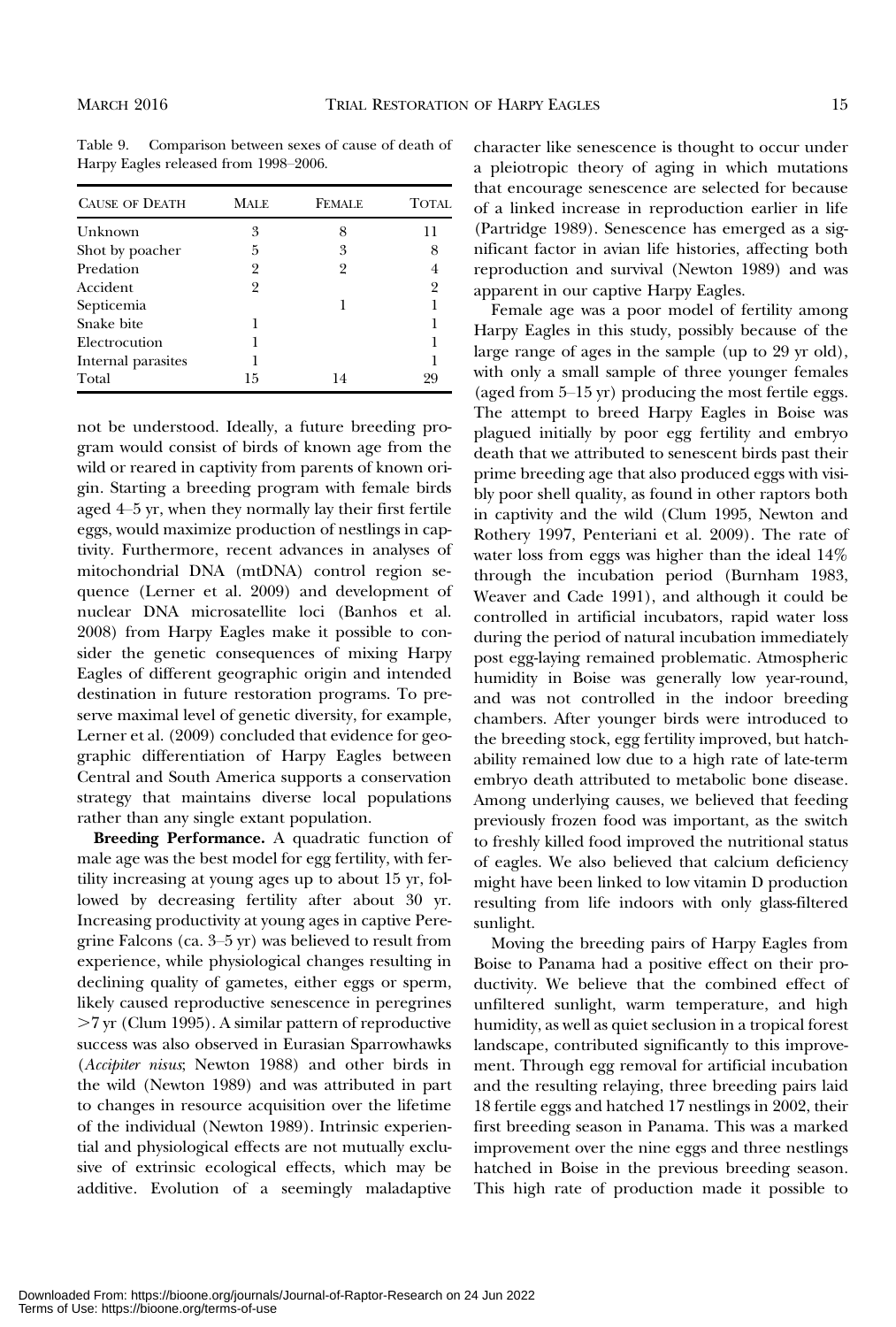Table 9. Comparison between sexes of cause of death of Harpy Eagles released from 1998–2006.

| Cause of Death | Male | Female | Total |
|---|---|---|---|
| Unknown | 3 | 8 | 11 |
| Shot by poacher | 5 | 3 | 8 |
| Predation | 2 | 2 | 4 |
| Accident | 2 | | 2 |
| Septicemia | | 1 | 1 |
| Snake bite | 1 | | 1 |
| Electrocution | 1 | | 1 |
| Internal parasites | 1 | | 1 |
| Total | 15 | 14 | 29 |

not be understood. Ideally, a future breeding program would consist of birds of known age from the wild or reared in captivity from parents of known origin. Starting a breeding program with female birds aged 4–5 yr, when they normally lay their first fertile eggs, would maximize production of nestlings in captivity. Furthermore, recent advances in analyses of mitochondrial DNA (mtDNA) control region sequence (Lerner et al. 2009) and development of nuclear DNA microsatellite loci (Banhos et al. 2008) from Harpy Eagles make it possible to consider the genetic consequences of mixing Harpy Eagles of different geographic origin and intended destination in future restoration programs. To preserve maximal level of genetic diversity, for example, Lerner et al. (2009) concluded that evidence for geographic differentiation of Harpy Eagles between Central and South America supports a conservation strategy that maintains diverse local populations rather than any single extant population.

**Breeding Performance.** A quadratic function of male age was the best model for egg fertility, with fertility increasing at young ages up to about 15 yr, followed by decreasing fertility after about 30 yr. Increasing productivity at young ages in captive Peregrine Falcons (ca. 3–5 yr) was believed to result from experience, while physiological changes resulting in declining quality of gametes, either eggs or sperm, likely caused reproductive senescence in peregrines >7 yr (Clum 1995). A similar pattern of reproductive success was also observed in Eurasian Sparrowhawks (*Accipiter nisus*; Newton 1988) and other birds in the wild (Newton 1989) and was attributed in part to changes in resource acquisition over the lifetime of the individual (Newton 1989). Intrinsic experiential and physiological effects are not mutually exclusive of extrinsic ecological effects, which may be additive. Evolution of a seemingly maladaptive character like senescence is thought to occur under a pleiotropic theory of aging in which mutations that encourage senescence are selected for because of a linked increase in reproduction earlier in life (Partridge 1989). Senescence has emerged as a significant factor in avian life histories, affecting both reproduction and survival (Newton 1989) and was apparent in our captive Harpy Eagles.

Female age was a poor model of fertility among Harpy Eagles in this study, possibly because of the large range of ages in the sample (up to 29 yr old), with only a small sample of three younger females (aged from 5–15 yr) producing the most fertile eggs. The attempt to breed Harpy Eagles in Boise was plagued initially by poor egg fertility and embryo death that we attributed to senescent birds past their prime breeding age that also produced eggs with visibly poor shell quality, as found in other raptors both in captivity and the wild (Clum 1995, Newton and Rothery 1997, Penteriani et al. 2009). The rate of water loss from eggs was higher than the ideal 14% through the incubation period (Burnham 1983, Weaver and Cade 1991), and although it could be controlled in artificial incubators, rapid water loss during the period of natural incubation immediately post egg-laying remained problematic. Atmospheric humidity in Boise was generally low year-round, and was not controlled in the indoor breeding chambers. After younger birds were introduced to the breeding stock, egg fertility improved, but hatchability remained low due to a high rate of late-term embryo death attributed to metabolic bone disease. Among underlying causes, we believed that feeding previously frozen food was important, as the switch to freshly killed food improved the nutritional status of eagles. We also believed that calcium deficiency might have been linked to low vitamin D production resulting from life indoors with only glass-filtered sunlight.

Moving the breeding pairs of Harpy Eagles from Boise to Panama had a positive effect on their productivity. We believe that the combined effect of unfiltered sunlight, warm temperature, and high humidity, as well as quiet seclusion in a tropical forest landscape, contributed significantly to this improvement. Through egg removal for artificial incubation and the resulting relaying, three breeding pairs laid 18 fertile eggs and hatched 17 nestlings in 2002, their first breeding season in Panama. This was a marked improvement over the nine eggs and three nestlings hatched in Boise in the previous breeding season. This high rate of production made it possible to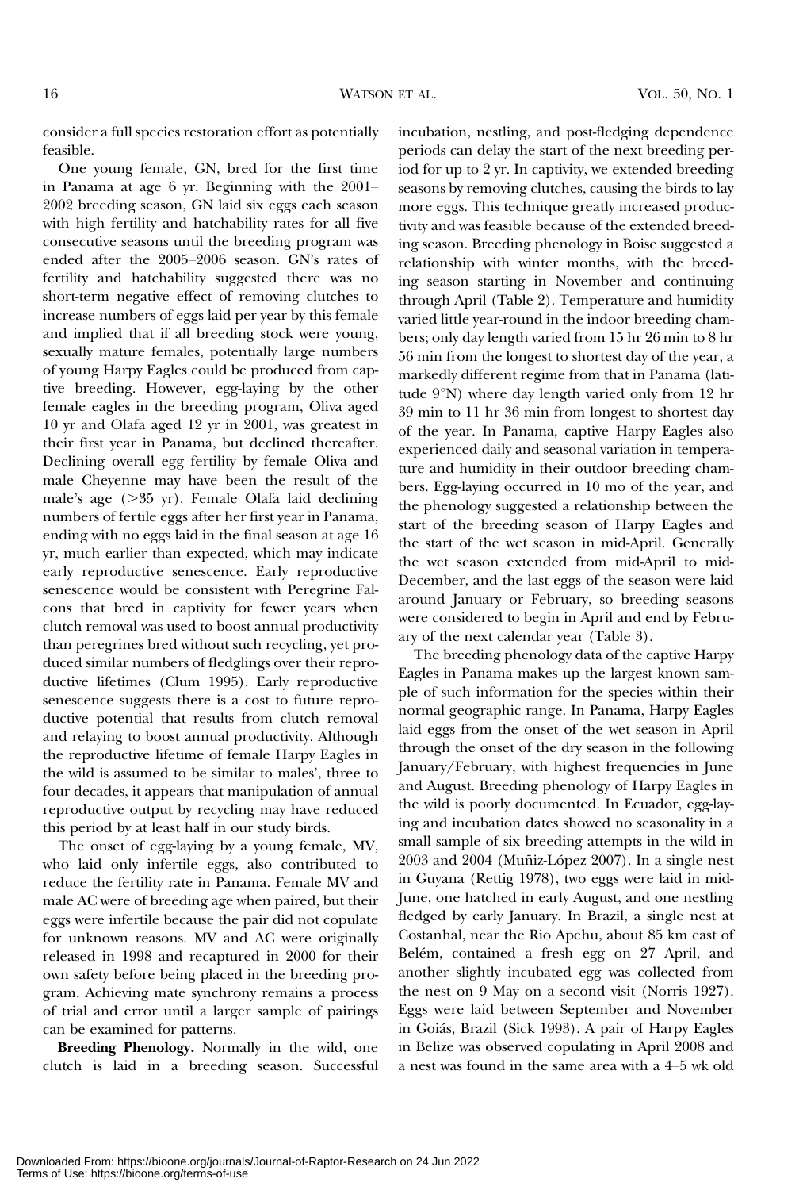consider a full species restoration effort as potentially feasible.

One young female, GN, bred for the first time in Panama at age 6 yr. Beginning with the 2001–2002 breeding season, GN laid six eggs each season with high fertility and hatchability rates for all five consecutive seasons until the breeding program was ended after the 2005–2006 season. GN's rates of fertility and hatchability suggested there was no short-term negative effect of removing clutches to increase numbers of eggs laid per year by this female and implied that if all breeding stock were young, sexually mature females, potentially large numbers of young Harpy Eagles could be produced from captive breeding. However, egg-laying by the other female eagles in the breeding program, Oliva aged 10 yr and Olafa aged 12 yr in 2001, was greatest in their first year in Panama, but declined thereafter. Declining overall egg fertility by female Oliva and male Cheyenne may have been the result of the male's age (>35 yr). Female Olafa laid declining numbers of fertile eggs after her first year in Panama, ending with no eggs laid in the final season at age 16 yr, much earlier than expected, which may indicate early reproductive senescence. Early reproductive senescence would be consistent with Peregrine Falcons that bred in captivity for fewer years when clutch removal was used to boost annual productivity than peregrines bred without such recycling, yet produced similar numbers of fledglings over their reproductive lifetimes (Clum 1995). Early reproductive senescence suggests there is a cost to future reproductive potential that results from clutch removal and relaying to boost annual productivity. Although the reproductive lifetime of female Harpy Eagles in the wild is assumed to be similar to males', three to four decades, it appears that manipulation of annual reproductive output by recycling may have reduced this period by at least half in our study birds.

The onset of egg-laying by a young female, MV, who laid only infertile eggs, also contributed to reduce the fertility rate in Panama. Female MV and male AC were of breeding age when paired, but their eggs were infertile because the pair did not copulate for unknown reasons. MV and AC were originally released in 1998 and recaptured in 2000 for their own safety before being placed in the breeding program. Achieving mate synchrony remains a process of trial and error until a larger sample of pairings can be examined for patterns.

**Breeding Phenology.** Normally in the wild, one clutch is laid in a breeding season. Successful incubation, nestling, and post-fledging dependence periods can delay the start of the next breeding period for up to 2 yr. In captivity, we extended breeding seasons by removing clutches, causing the birds to lay more eggs. This technique greatly increased productivity and was feasible because of the extended breeding season. Breeding phenology in Boise suggested a relationship with winter months, with the breeding season starting in November and continuing through April (Table 2). Temperature and humidity varied little year-round in the indoor breeding chambers; only day length varied from 15 hr 26 min to 8 hr 56 min from the longest to shortest day of the year, a markedly different regime from that in Panama (latitude 9°N) where day length varied only from 12 hr 39 min to 11 hr 36 min from longest to shortest day of the year. In Panama, captive Harpy Eagles also experienced daily and seasonal variation in temperature and humidity in their outdoor breeding chambers. Egg-laying occurred in 10 mo of the year, and the phenology suggested a relationship between the start of the breeding season of Harpy Eagles and the start of the wet season in mid-April. Generally the wet season extended from mid-April to mid-December, and the last eggs of the season were laid around January or February, so breeding seasons were considered to begin in April and end by February of the next calendar year (Table 3).

The breeding phenology data of the captive Harpy Eagles in Panama makes up the largest known sample of such information for the species within their normal geographic range. In Panama, Harpy Eagles laid eggs from the onset of the wet season in April through the onset of the dry season in the following January/February, with highest frequencies in June and August. Breeding phenology of Harpy Eagles in the wild is poorly documented. In Ecuador, egg-laying and incubation dates showed no seasonality in a small sample of six breeding attempts in the wild in 2003 and 2004 (Muñiz-López 2007). In a single nest in Guyana (Rettig 1978), two eggs were laid in mid-June, one hatched in early August, and one nestling fledged by early January. In Brazil, a single nest at Costanhal, near the Rio Apehu, about 85 km east of Belém, contained a fresh egg on 27 April, and another slightly incubated egg was collected from the nest on 9 May on a second visit (Norris 1927). Eggs were laid between September and November in Goiás, Brazil (Sick 1993). A pair of Harpy Eagles in Belize was observed copulating in April 2008 and a nest was found in the same area with a 4–5 wk old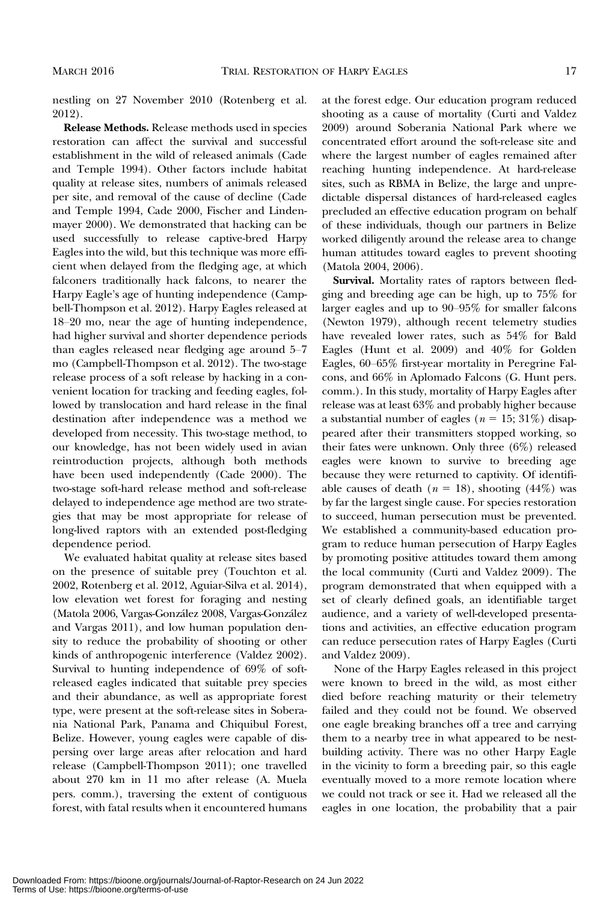nestling on 27 November 2010 (Rotenberg et al. 2012).

**Release Methods.** Release methods used in species restoration can affect the survival and successful establishment in the wild of released animals (Cade and Temple 1994). Other factors include habitat quality at release sites, numbers of animals released per site, and removal of the cause of decline (Cade and Temple 1994, Cade 2000, Fischer and Lindenmayer 2000). We demonstrated that hacking can be used successfully to release captive-bred Harpy Eagles into the wild, but this technique was more efficient when delayed from the fledging age, at which falconers traditionally hack falcons, to nearer the Harpy Eagle's age of hunting independence (Campbell-Thompson et al. 2012). Harpy Eagles released at 18–20 mo, near the age of hunting independence, had higher survival and shorter dependence periods than eagles released near fledging age around 5–7 mo (Campbell-Thompson et al. 2012). The two-stage release process of a soft release by hacking in a convenient location for tracking and feeding eagles, followed by translocation and hard release in the final destination after independence was a method we developed from necessity. This two-stage method, to our knowledge, has not been widely used in avian reintroduction projects, although both methods have been used independently (Cade 2000). The two-stage soft-hard release method and soft-release delayed to independence age method are two strategies that may be most appropriate for release of long-lived raptors with an extended post-fledging dependence period.

We evaluated habitat quality at release sites based on the presence of suitable prey (Touchton et al. 2002, Rotenberg et al. 2012, Aguiar-Silva et al. 2014), low elevation wet forest for foraging and nesting (Matola 2006, Vargas-González 2008, Vargas-González and Vargas 2011), and low human population density to reduce the probability of shooting or other kinds of anthropogenic interference (Valdez 2002). Survival to hunting independence of 69% of soft-released eagles indicated that suitable prey species and their abundance, as well as appropriate forest type, were present at the soft-release sites in Soberania National Park, Panama and Chiquibul Forest, Belize. However, young eagles were capable of dispersing over large areas after relocation and hard release (Campbell-Thompson 2011); one travelled about 270 km in 11 mo after release (A. Muela pers. comm.), traversing the extent of contiguous forest, with fatal results when it encountered humans at the forest edge. Our education program reduced shooting as a cause of mortality (Curti and Valdez 2009) around Soberania National Park where we concentrated effort around the soft-release site and where the largest number of eagles remained after reaching hunting independence. At hard-release sites, such as RBMA in Belize, the large and unpredictable dispersal distances of hard-released eagles precluded an effective education program on behalf of these individuals, though our partners in Belize worked diligently around the release area to change human attitudes toward eagles to prevent shooting (Matola 2004, 2006).

**Survival.** Mortality rates of raptors between fledging and breeding age can be high, up to 75% for larger eagles and up to 90–95% for smaller falcons (Newton 1979), although recent telemetry studies have revealed lower rates, such as 54% for Bald Eagles (Hunt et al. 2009) and 40% for Golden Eagles, 60–65% first-year mortality in Peregrine Falcons, and 66% in Aplomado Falcons (G. Hunt pers. comm.). In this study, mortality of Harpy Eagles after release was at least 63% and probably higher because a substantial number of eagles ($n$ = 15; 31%) disappeared after their transmitters stopped working, so their fates were unknown. Only three (6%) released eagles were known to survive to breeding age because they were returned to captivity. Of identifiable causes of death ($n$ = 18), shooting (44%) was by far the largest single cause. For species restoration to succeed, human persecution must be prevented. We established a community-based education program to reduce human persecution of Harpy Eagles by promoting positive attitudes toward them among the local community (Curti and Valdez 2009). The program demonstrated that when equipped with a set of clearly defined goals, an identifiable target audience, and a variety of well-developed presentations and activities, an effective education program can reduce persecution rates of Harpy Eagles (Curti and Valdez 2009).

None of the Harpy Eagles released in this project were known to breed in the wild, as most either died before reaching maturity or their telemetry failed and they could not be found. We observed one eagle breaking branches off a tree and carrying them to a nearby tree in what appeared to be nest-building activity. There was no other Harpy Eagle in the vicinity to form a breeding pair, so this eagle eventually moved to a more remote location where we could not track or see it. Had we released all the eagles in one location, the probability that a pair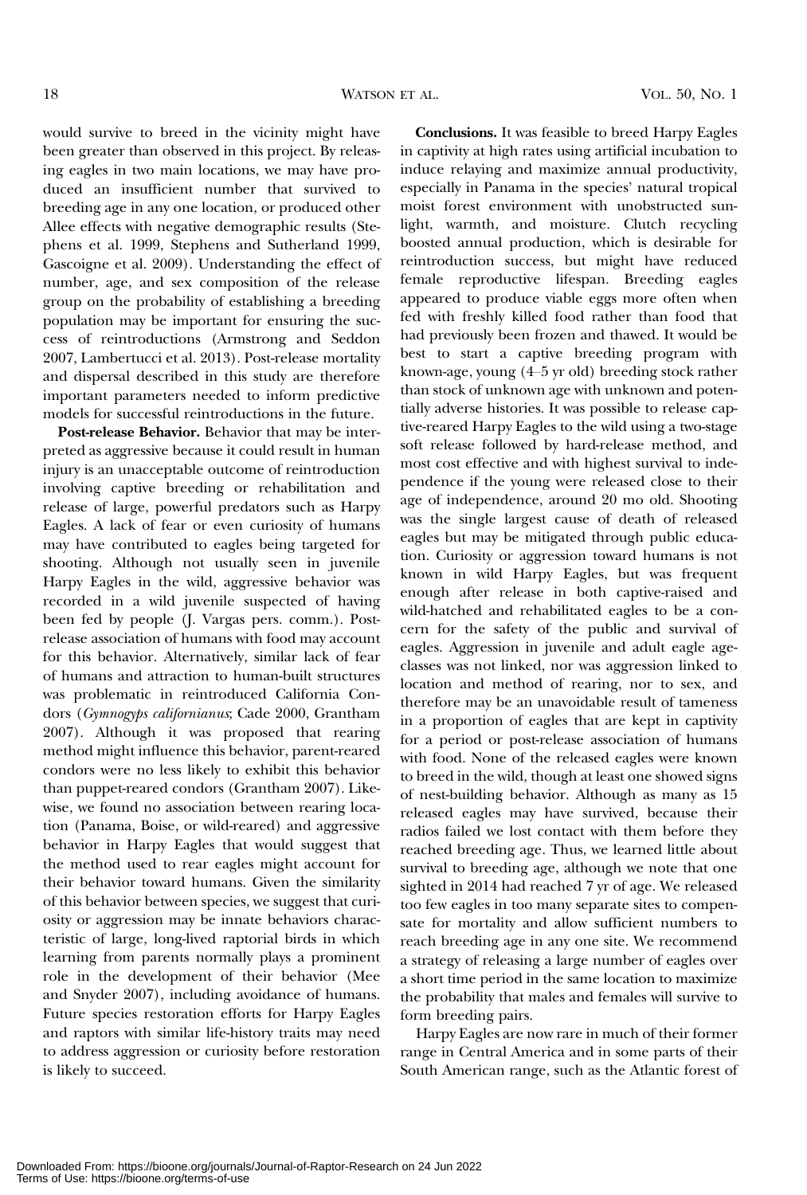would survive to breed in the vicinity might have been greater than observed in this project. By releasing eagles in two main locations, we may have produced an insufficient number that survived to breeding age in any one location, or produced other Allee effects with negative demographic results (Stephens et al. 1999, Stephens and Sutherland 1999, Gascoigne et al. 2009). Understanding the effect of number, age, and sex composition of the release group on the probability of establishing a breeding population may be important for ensuring the success of reintroductions (Armstrong and Seddon 2007, Lambertucci et al. 2013). Post-release mortality and dispersal described in this study are therefore important parameters needed to inform predictive models for successful reintroductions in the future.

**Post-release Behavior.** Behavior that may be interpreted as aggressive because it could result in human injury is an unacceptable outcome of reintroduction involving captive breeding or rehabilitation and release of large, powerful predators such as Harpy Eagles. A lack of fear or even curiosity of humans may have contributed to eagles being targeted for shooting. Although not usually seen in juvenile Harpy Eagles in the wild, aggressive behavior was recorded in a wild juvenile suspected of having been fed by people (J. Vargas pers. comm.). Post-release association of humans with food may account for this behavior. Alternatively, similar lack of fear of humans and attraction to human-built structures was problematic in reintroduced California Condors (*Gymnogyps californianus*; Cade 2000, Grantham 2007). Although it was proposed that rearing method might influence this behavior, parent-reared condors were no less likely to exhibit this behavior than puppet-reared condors (Grantham 2007). Likewise, we found no association between rearing location (Panama, Boise, or wild-reared) and aggressive behavior in Harpy Eagles that would suggest that the method used to rear eagles might account for their behavior toward humans. Given the similarity of this behavior between species, we suggest that curiosity or aggression may be innate behaviors characteristic of large, long-lived raptorial birds in which learning from parents normally plays a prominent role in the development of their behavior (Mee and Snyder 2007), including avoidance of humans. Future species restoration efforts for Harpy Eagles and raptors with similar life-history traits may need to address aggression or curiosity before restoration is likely to succeed.

**Conclusions.** It was feasible to breed Harpy Eagles in captivity at high rates using artificial incubation to induce relaying and maximize annual productivity, especially in Panama in the species' natural tropical moist forest environment with unobstructed sunlight, warmth, and moisture. Clutch recycling boosted annual production, which is desirable for reintroduction success, but might have reduced female reproductive lifespan. Breeding eagles appeared to produce viable eggs more often when fed with freshly killed food rather than food that had previously been frozen and thawed. It would be best to start a captive breeding program with known-age, young (4–5 yr old) breeding stock rather than stock of unknown age with unknown and potentially adverse histories. It was possible to release captive-reared Harpy Eagles to the wild using a two-stage soft release followed by hard-release method, and most cost effective and with highest survival to independence if the young were released close to their age of independence, around 20 mo old. Shooting was the single largest cause of death of released eagles but may be mitigated through public education. Curiosity or aggression toward humans is not known in wild Harpy Eagles, but was frequent enough after release in both captive-raised and wild-hatched and rehabilitated eagles to be a concern for the safety of the public and survival of eagles. Aggression in juvenile and adult eagle age-classes was not linked, nor was aggression linked to location and method of rearing, nor to sex, and therefore may be an unavoidable result of tameness in a proportion of eagles that are kept in captivity for a period or post-release association of humans with food. None of the released eagles were known to breed in the wild, though at least one showed signs of nest-building behavior. Although as many as 15 released eagles may have survived, because their radios failed we lost contact with them before they reached breeding age. Thus, we learned little about survival to breeding age, although we note that one sighted in 2014 had reached 7 yr of age. We released too few eagles in too many separate sites to compensate for mortality and allow sufficient numbers to reach breeding age in any one site. We recommend a strategy of releasing a large number of eagles over a short time period in the same location to maximize the probability that males and females will survive to form breeding pairs.

Harpy Eagles are now rare in much of their former range in Central America and in some parts of their South American range, such as the Atlantic forest of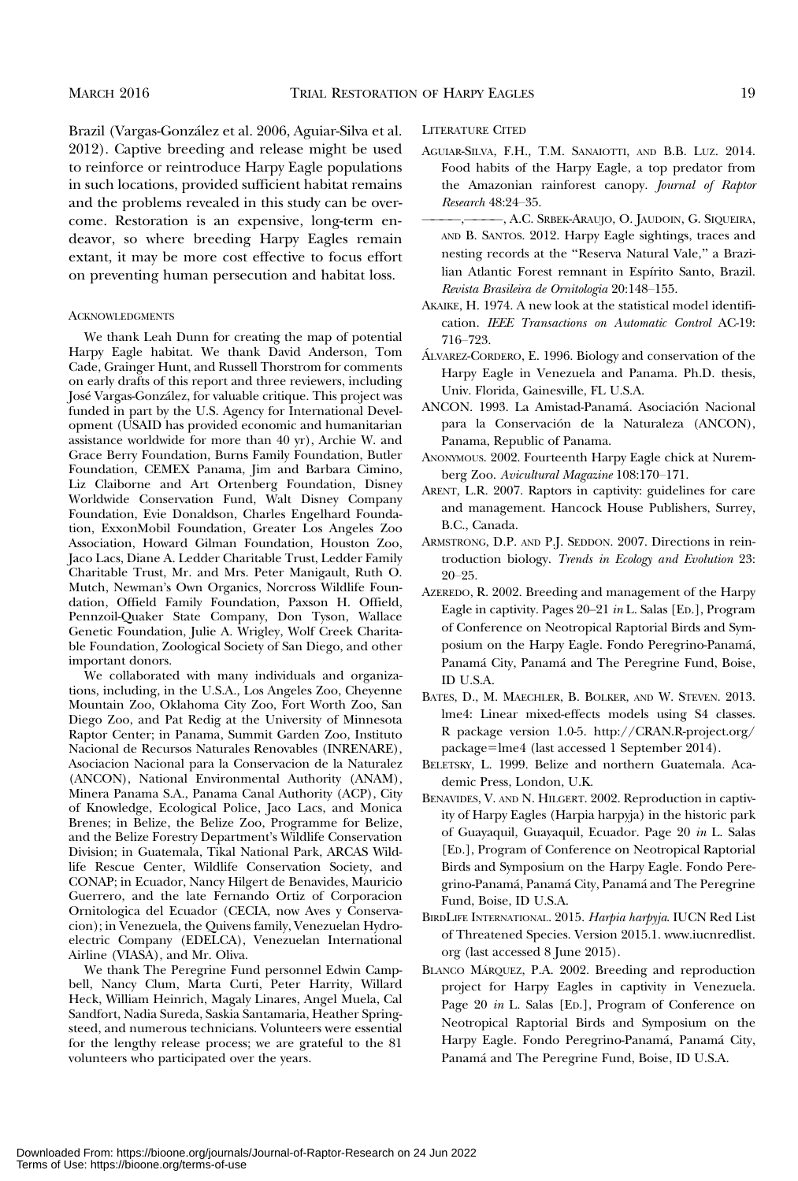Brazil (Vargas-González et al. 2006, Aguiar-Silva et al. 2012). Captive breeding and release might be used to reinforce or reintroduce Harpy Eagle populations in such locations, provided sufficient habitat remains and the problems revealed in this study can be overcome. Restoration is an expensive, long-term endeavor, so where breeding Harpy Eagles remain extant, it may be more cost effective to focus effort on preventing human persecution and habitat loss.

## Acknowledgments

We thank Leah Dunn for creating the map of potential Harpy Eagle habitat. We thank David Anderson, Tom Cade, Grainger Hunt, and Russell Thorstrom for comments on early drafts of this report and three reviewers, including José Vargas-González, for valuable critique. This project was funded in part by the U.S. Agency for International Development (USAID has provided economic and humanitarian assistance worldwide for more than 40 yr), Archie W. and Grace Berry Foundation, Burns Family Foundation, Butler Foundation, CEMEX Panama, Jim and Barbara Cimino, Liz Claiborne and Art Ortenberg Foundation, Disney Worldwide Conservation Fund, Walt Disney Company Foundation, Evie Donaldson, Charles Engelhard Foundation, ExxonMobil Foundation, Greater Los Angeles Zoo Association, Howard Gilman Foundation, Houston Zoo, Jaco Lacs, Diane A. Ledder Charitable Trust, Ledder Family Charitable Trust, Mr. and Mrs. Peter Manigault, Ruth O. Mutch, Newman's Own Organics, Norcross Wildlife Foundation, Offield Family Foundation, Paxson H. Offield, Pennzoil-Quaker State Company, Don Tyson, Wallace Genetic Foundation, Julie A. Wrigley, Wolf Creek Charitable Foundation, Zoological Society of San Diego, and other important donors.

We collaborated with many individuals and organizations, including, in the U.S.A., Los Angeles Zoo, Cheyenne Mountain Zoo, Oklahoma City Zoo, Fort Worth Zoo, San Diego Zoo, and Pat Redig at the University of Minnesota Raptor Center; in Panama, Summit Garden Zoo, Instituto Nacional de Recursos Naturales Renovables (INRENARE), Asociacion Nacional para la Conservacion de la Naturalez (ANCON), National Environmental Authority (ANAM), Minera Panama S.A., Panama Canal Authority (ACP), City of Knowledge, Ecological Police, Jaco Lacs, and Monica Brenes; in Belize, the Belize Zoo, Programme for Belize, and the Belize Forestry Department's Wildlife Conservation Division; in Guatemala, Tikal National Park, ARCAS Wildlife Rescue Center, Wildlife Conservation Society, and CONAP; in Ecuador, Nancy Hilgert de Benavides, Mauricio Guerrero, and the late Fernando Ortiz of Corporacion Ornitologica del Ecuador (CECIA, now Aves y Conservacion); in Venezuela, the Quivens family, Venezuelan Hydroelectric Company (EDELCA), Venezuelan International Airline (VIASA), and Mr. Oliva.

We thank The Peregrine Fund personnel Edwin Campbell, Nancy Clum, Marta Curti, Peter Harrity, Willard Heck, William Heinrich, Magaly Linares, Angel Muela, Cal Sandfort, Nadia Sureda, Saskia Santamaria, Heather Springsteed, and numerous technicians. Volunteers were essential for the lengthy release process; we are grateful to the 81 volunteers who participated over the years.

## Literature Cited

Aguiar-Silva, F.H., T.M. Sanaiotti, and B.B. Luz. 2014. Food habits of the Harpy Eagle, a top predator from the Amazonian rainforest canopy. *Journal of Raptor Research* 48:24–35.

———, ———, A.C. Srbek-Araujo, O. Jaudoin, G. Siqueira, and B. Santos. 2012. Harpy Eagle sightings, traces and nesting records at the "Reserva Natural Vale," a Brazilian Atlantic Forest remnant in Espírito Santo, Brazil. *Revista Brasileira de Ornitologia* 20:148–155.

Akaike, H. 1974. A new look at the statistical model identification. *IEEE Transactions on Automatic Control* AC-19: 716–723.

Álvarez-Cordero, E. 1996. Biology and conservation of the Harpy Eagle in Venezuela and Panama. Ph.D. thesis, Univ. Florida, Gainesville, FL U.S.A.

ANCON. 1993. La Amistad-Panamá. Asociación Nacional para la Conservación de la Naturaleza (ANCON), Panama, Republic of Panama.

Anonymous. 2002. Fourteenth Harpy Eagle chick at Nuremberg Zoo. *Avicultural Magazine* 108:170–171.

Arent, L.R. 2007. Raptors in captivity: guidelines for care and management. Hancock House Publishers, Surrey, B.C., Canada.

Armstrong, D.P. and P.J. Seddon. 2007. Directions in reintroduction biology. *Trends in Ecology and Evolution* 23: 20–25.

Azeredo, R. 2002. Breeding and management of the Harpy Eagle in captivity. Pages 20–21 *in* L. Salas [Ed.], Program of Conference on Neotropical Raptorial Birds and Symposium on the Harpy Eagle. Fondo Peregrino-Panamá, Panamá City, Panamá and The Peregrine Fund, Boise, ID U.S.A.

Bates, D., M. Maechler, B. Bolker, and W. Steven. 2013. lme4: Linear mixed-effects models using S4 classes. R package version 1.0-5. http://CRAN.R-project.org/package=lme4 (last accessed 1 September 2014).

Beletsky, L. 1999. Belize and northern Guatemala. Academic Press, London, U.K.

Benavides, V. and N. Hilgert. 2002. Reproduction in captivity of Harpy Eagles (Harpia harpyja) in the historic park of Guayaquil, Guayaquil, Ecuador. Page 20 *in* L. Salas [Ed.], Program of Conference on Neotropical Raptorial Birds and Symposium on the Harpy Eagle. Fondo Peregrino-Panamá, Panamá City, Panamá and The Peregrine Fund, Boise, ID U.S.A.

BirdLife International. 2015. *Harpia harpyja*. IUCN Red List of Threatened Species. Version 2015.1. www.iucnredlist.org (last accessed 8 June 2015).

Blanco Márquez, P.A. 2002. Breeding and reproduction project for Harpy Eagles in captivity in Venezuela. Page 20 *in* L. Salas [Ed.], Program of Conference on Neotropical Raptorial Birds and Symposium on the Harpy Eagle. Fondo Peregrino-Panamá, Panamá City, Panamá and The Peregrine Fund, Boise, ID U.S.A.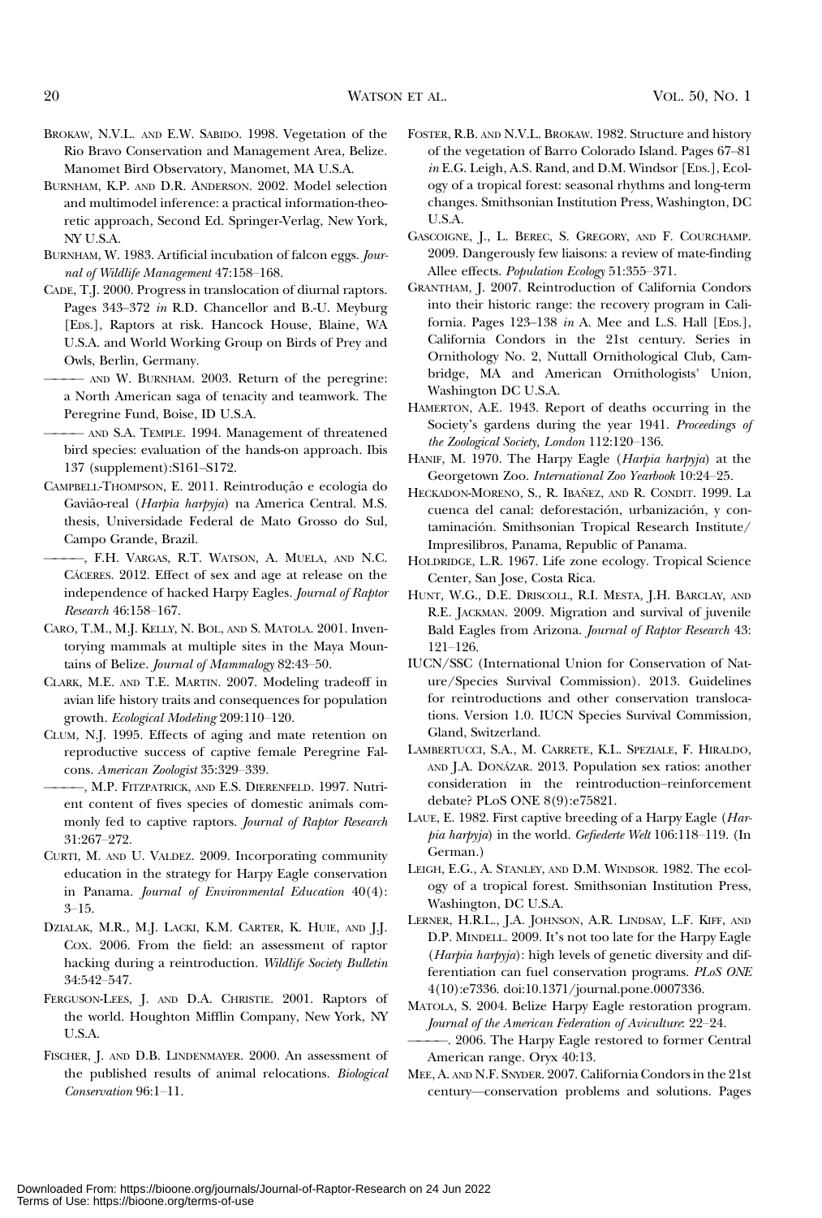Brokaw, N.V.L. and E.W. Sabido. 1998. Vegetation of the Rio Bravo Conservation and Management Area, Belize. Manomet Bird Observatory, Manomet, MA U.S.A.

Burnham, K.P. and D.R. Anderson. 2002. Model selection and multimodel inference: a practical information-theoretic approach, Second Ed. Springer-Verlag, New York, NY U.S.A.

Burnham, W. 1983. Artificial incubation of falcon eggs. *Journal of Wildlife Management* 47:158–168.

Cade, T.J. 2000. Progress in translocation of diurnal raptors. Pages 343–372 *in* R.D. Chancellor and B.-U. Meyburg [Eds.], Raptors at risk. Hancock House, Blaine, WA U.S.A. and World Working Group on Birds of Prey and Owls, Berlin, Germany.

——— and W. Burnham. 2003. Return of the peregrine: a North American saga of tenacity and teamwork. The Peregrine Fund, Boise, ID U.S.A.

——— and S.A. Temple. 1994. Management of threatened bird species: evaluation of the hands-on approach. Ibis 137 (supplement):S161–S172.

Campbell-Thompson, E. 2011. Reintrodução e ecologia do Gavião-real (*Harpia harpyja*) na America Central. M.S. thesis, Universidade Federal de Mato Grosso do Sul, Campo Grande, Brazil.

———, F.H. Vargas, R.T. Watson, A. Muela, and N.C. Cáceres. 2012. Effect of sex and age at release on the independence of hacked Harpy Eagles. *Journal of Raptor Research* 46:158–167.

Caro, T.M., M.J. Kelly, N. Bol, and S. Matola. 2001. Inventorying mammals at multiple sites in the Maya Mountains of Belize. *Journal of Mammalogy* 82:43–50.

Clark, M.E. and T.E. Martin. 2007. Modeling tradeoff in avian life history traits and consequences for population growth. *Ecological Modeling* 209:110–120.

Clum, N.J. 1995. Effects of aging and mate retention on reproductive success of captive female Peregrine Falcons. *American Zoologist* 35:329–339.

———, M.P. Fitzpatrick, and E.S. Dierenfeld. 1997. Nutrient content of fives species of domestic animals commonly fed to captive raptors. *Journal of Raptor Research* 31:267–272.

Curti, M. and U. Valdez. 2009. Incorporating community education in the strategy for Harpy Eagle conservation in Panama. *Journal of Environmental Education* 40(4): 3–15.

Dzialak, M.R., M.J. Lacki, K.M. Carter, K. Huie, and J.J. Cox. 2006. From the field: an assessment of raptor hacking during a reintroduction. *Wildlife Society Bulletin* 34:542–547.

Ferguson-Lees, J. and D.A. Christie. 2001. Raptors of the world. Houghton Mifflin Company, New York, NY U.S.A.

Fischer, J. and D.B. Lindenmayer. 2000. An assessment of the published results of animal relocations. *Biological Conservation* 96:1–11.

Foster, R.B. and N.V.L. Brokaw. 1982. Structure and history of the vegetation of Barro Colorado Island. Pages 67–81 *in* E.G. Leigh, A.S. Rand, and D.M. Windsor [Eds.], Ecology of a tropical forest: seasonal rhythms and long-term changes. Smithsonian Institution Press, Washington, DC U.S.A.

Gascoigne, J., L. Berec, S. Gregory, and F. Courchamp. 2009. Dangerously few liaisons: a review of mate-finding Allee effects. *Population Ecology* 51:355–371.

Grantham, J. 2007. Reintroduction of California Condors into their historic range: the recovery program in California. Pages 123–138 *in* A. Mee and L.S. Hall [Eds.], California Condors in the 21st century. Series in Ornithology No. 2, Nuttall Ornithological Club, Cambridge, MA and American Ornithologists' Union, Washington DC U.S.A.

Hamerton, A.E. 1943. Report of deaths occurring in the Society's gardens during the year 1941. *Proceedings of the Zoological Society, London* 112:120–136.

Hanif, M. 1970. The Harpy Eagle (*Harpia harpyja*) at the Georgetown Zoo. *International Zoo Yearbook* 10:24–25.

Heckadon-Moreno, S., R. Ibañez, and R. Condit. 1999. La cuenca del canal: deforestación, urbanización, y contaminación. Smithsonian Tropical Research Institute/Impresilibros, Panama, Republic of Panama.

Holdridge, L.R. 1967. Life zone ecology. Tropical Science Center, San Jose, Costa Rica.

Hunt, W.G., D.E. Driscoll, R.I. Mesta, J.H. Barclay, and R.E. Jackman. 2009. Migration and survival of juvenile Bald Eagles from Arizona. *Journal of Raptor Research* 43: 121–126.

IUCN/SSC (International Union for Conservation of Nature/Species Survival Commission). 2013. Guidelines for reintroductions and other conservation translocations. Version 1.0. IUCN Species Survival Commission, Gland, Switzerland.

Lambertucci, S.A., M. Carrete, K.L. Speziale, F. Hiraldo, and J.A. Donázar. 2013. Population sex ratios: another consideration in the reintroduction–reinforcement debate? PLoS ONE 8(9):e75821.

Laue, E. 1982. First captive breeding of a Harpy Eagle (*Harpia harpyja*) in the world. *Gefiederte Welt* 106:118–119. (In German.)

Leigh, E.G., A. Stanley, and D.M. Windsor. 1982. The ecology of a tropical forest. Smithsonian Institution Press, Washington, DC U.S.A.

Lerner, H.R.L., J.A. Johnson, A.R. Lindsay, L.F. Kiff, and D.P. Mindell. 2009. It's not too late for the Harpy Eagle (*Harpia harpyja*): high levels of genetic diversity and differentiation can fuel conservation programs. *PLoS ONE* 4(10):e7336. doi:10.1371/journal.pone.0007336.

Matola, S. 2004. Belize Harpy Eagle restoration program. *Journal of the American Federation of Aviculture*: 22–24.

———. 2006. The Harpy Eagle restored to former Central American range. Oryx 40:13.

Mee, A. and N.F. Snyder. 2007. California Condors in the 21st century—conservation problems and solutions. Pages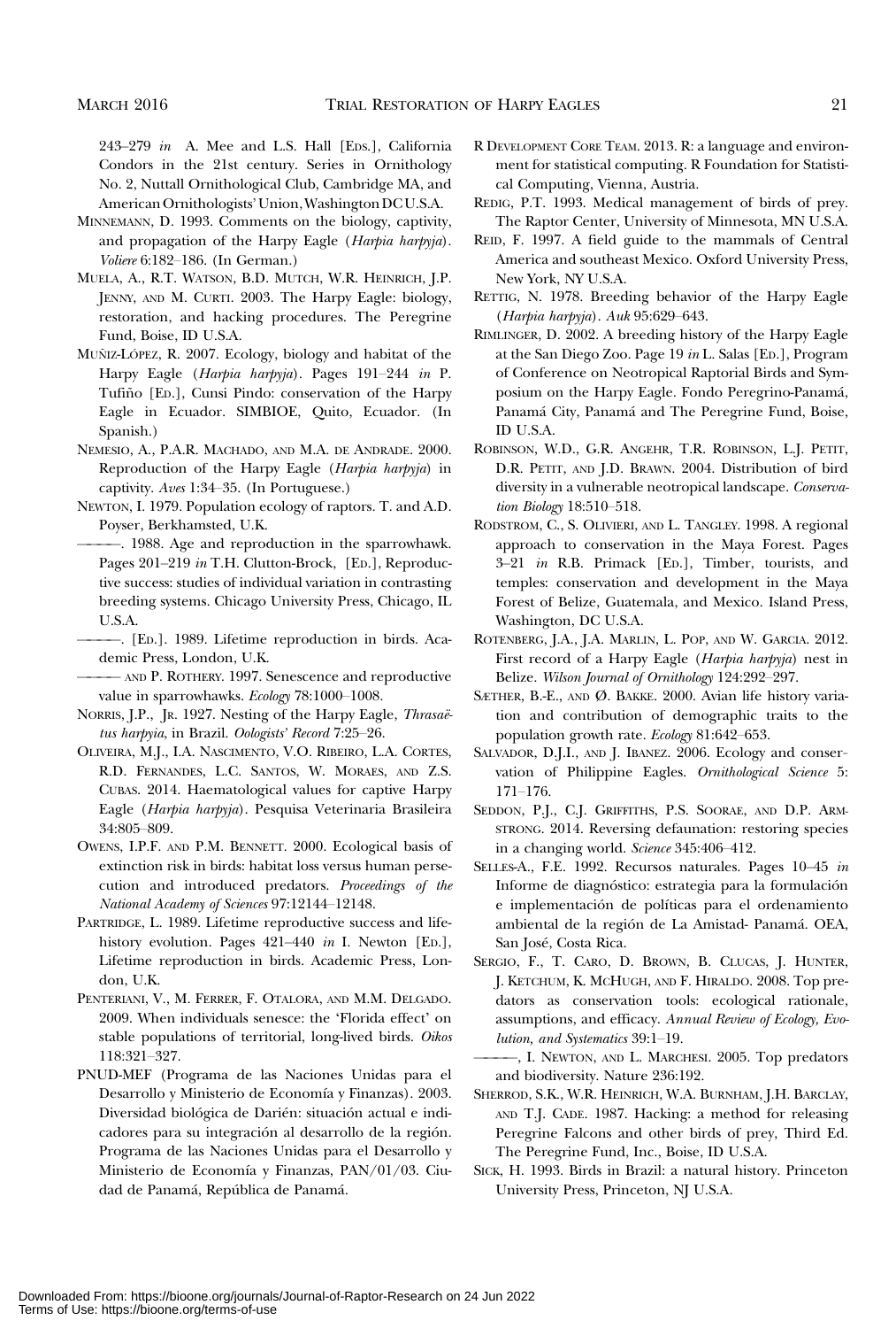243–279 *in* A. Mee and L.S. Hall [Eds.], California Condors in the 21st century. Series in Ornithology No. 2, Nuttall Ornithological Club, Cambridge MA, and American Ornithologists' Union, Washington DC U.S.A.

Minnemann, D. 1993. Comments on the biology, captivity, and propagation of the Harpy Eagle (*Harpia harpyja*). *Voliere* 6:182–186. (In German.)

Muela, A., R.T. Watson, B.D. Mutch, W.R. Heinrich, J.P. Jenny, and M. Curti. 2003. The Harpy Eagle: biology, restoration, and hacking procedures. The Peregrine Fund, Boise, ID U.S.A.

Muñiz-López, R. 2007. Ecology, biology and habitat of the Harpy Eagle (*Harpia harpyja*). Pages 191–244 *in* P. Tufiño [Ed.], Cunsi Pindo: conservation of the Harpy Eagle in Ecuador. SIMBIOE, Quito, Ecuador. (In Spanish.)

Nemesio, A., P.A.R. Machado, and M.A. de Andrade. 2000. Reproduction of the Harpy Eagle (*Harpia harpyja*) in captivity. *Aves* 1:34–35. (In Portuguese.)

Newton, I. 1979. Population ecology of raptors. T. and A.D. Poyser, Berkhamsted, U.K.

———. 1988. Age and reproduction in the sparrowhawk. Pages 201–219 *in* T.H. Clutton-Brock, [Ed.], Reproductive success: studies of individual variation in contrasting breeding systems. Chicago University Press, Chicago, IL U.S.A.

———. [Ed.]. 1989. Lifetime reproduction in birds. Academic Press, London, U.K.

——— and P. Rothery. 1997. Senescence and reproductive value in sparrowhawks. *Ecology* 78:1000–1008.

Norris, J.P., Jr. 1927. Nesting of the Harpy Eagle, *Thrasaëtus harpyia*, in Brazil. *Oologists' Record* 7:25–26.

Oliveira, M.J., I.A. Nascimento, V.O. Ribeiro, L.A. Cortes, R.D. Fernandes, L.C. Santos, W. Moraes, and Z.S. Cubas. 2014. Haematological values for captive Harpy Eagle (*Harpia harpyja*). Pesquisa Veterinaria Brasileira 34:805–809.

Owens, I.P.F. and P.M. Bennett. 2000. Ecological basis of extinction risk in birds: habitat loss versus human persecution and introduced predators. *Proceedings of the National Academy of Sciences* 97:12144–12148.

Partridge, L. 1989. Lifetime reproductive success and life-history evolution. Pages 421–440 *in* I. Newton [Ed.], Lifetime reproduction in birds. Academic Press, London, U.K.

Penteriani, V., M. Ferrer, F. Otalora, and M.M. Delgado. 2009. When individuals senesce: the 'Florida effect' on stable populations of territorial, long-lived birds. *Oikos* 118:321–327.

PNUD-MEF (Programa de las Naciones Unidas para el Desarrollo y Ministerio de Economía y Finanzas). 2003. Diversidad biológica de Darién: situación actual e indicadores para su integración al desarrollo de la región. Programa de las Naciones Unidas para el Desarrollo y Ministerio de Economía y Finanzas, PAN/01/03. Ciudad de Panamá, República de Panamá.

R Development Core Team. 2013. R: a language and environment for statistical computing. R Foundation for Statistical Computing, Vienna, Austria.

Redig, P.T. 1993. Medical management of birds of prey. The Raptor Center, University of Minnesota, MN U.S.A.

Reid, F. 1997. A field guide to the mammals of Central America and southeast Mexico. Oxford University Press, New York, NY U.S.A.

Rettig, N. 1978. Breeding behavior of the Harpy Eagle (*Harpia harpyja*). *Auk* 95:629–643.

Rimlinger, D. 2002. A breeding history of the Harpy Eagle at the San Diego Zoo. Page 19 *in* L. Salas [Ed.], Program of Conference on Neotropical Raptorial Birds and Symposium on the Harpy Eagle. Fondo Peregrino-Panamá, Panamá City, Panamá and The Peregrine Fund, Boise, ID U.S.A.

Robinson, W.D., G.R. Angehr, T.R. Robinson, L.J. Petit, D.R. Petit, and J.D. Brawn. 2004. Distribution of bird diversity in a vulnerable neotropical landscape. *Conservation Biology* 18:510–518.

Rodstrom, C., S. Olivieri, and L. Tangley. 1998. A regional approach to conservation in the Maya Forest. Pages 3–21 *in* R.B. Primack [Ed.], Timber, tourists, and temples: conservation and development in the Maya Forest of Belize, Guatemala, and Mexico. Island Press, Washington, DC U.S.A.

Rotenberg, J.A., J.A. Marlin, L. Pop, and W. Garcia. 2012. First record of a Harpy Eagle (*Harpia harpyja*) nest in Belize. *Wilson Journal of Ornithology* 124:292–297.

Sæther, B.-E., and Ø. Bakke. 2000. Avian life history variation and contribution of demographic traits to the population growth rate. *Ecology* 81:642–653.

Salvador, D.J.I., and J. Ibanez. 2006. Ecology and conservation of Philippine Eagles. *Ornithological Science* 5: 171–176.

Seddon, P.J., C.J. Griffiths, P.S. Soorae, and D.P. Armstrong. 2014. Reversing defaunation: restoring species in a changing world. *Science* 345:406–412.

Selles-A., F.E. 1992. Recursos naturales. Pages 10–45 *in* Informe de diagnóstico: estrategia para la formulación e implementación de políticas para el ordenamiento ambiental de la región de La Amistad- Panamá. OEA, San José, Costa Rica.

Sergio, F., T. Caro, D. Brown, B. Clucas, J. Hunter, J. Ketchum, K. McHugh, and F. Hiraldo. 2008. Top predators as conservation tools: ecological rationale, assumptions, and efficacy. *Annual Review of Ecology, Evolution, and Systematics* 39:1–19.

———, I. Newton, and L. Marchesi. 2005. Top predators and biodiversity. Nature 236:192.

Sherrod, S.K., W.R. Heinrich, W.A. Burnham, J.H. Barclay, and T.J. Cade. 1987. Hacking: a method for releasing Peregrine Falcons and other birds of prey, Third Ed. The Peregrine Fund, Inc., Boise, ID U.S.A.

Sick, H. 1993. Birds in Brazil: a natural history. Princeton University Press, Princeton, NJ U.S.A.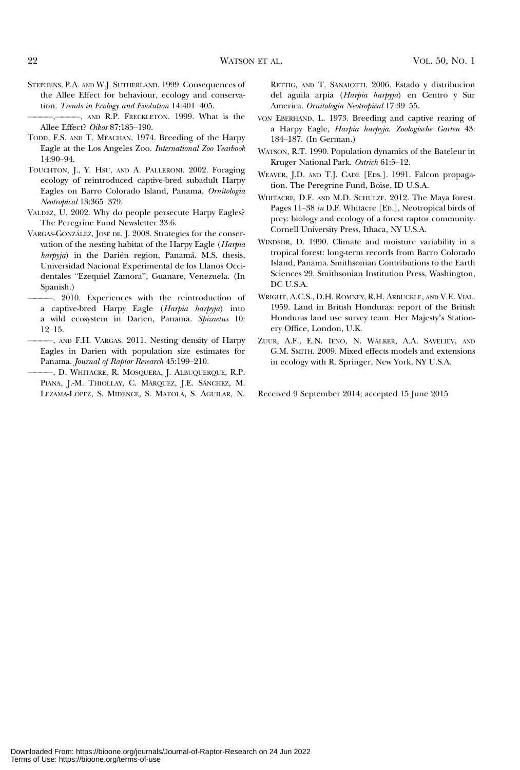STEPHENS, P.A. AND W.J. SUTHERLAND. 1999. Consequences of the Allee Effect for behaviour, ecology and conservation. *Trends in Ecology and Evolution* 14:401–405.

———,———, AND R.P. FRECKLETON. 1999. What is the Allee Effect? *Oikos* 87:185–190.

TODD, F.S. AND T. MEACHAN. 1974. Breeding of the Harpy Eagle at the Los Angeles Zoo. *International Zoo Yearbook* 14:90–94.

TOUCHTON, J., Y. HSU, AND A. PALLERONI. 2002. Foraging ecology of reintroduced captive-bred subadult Harpy Eagles on Barro Colorado Island, Panama. *Ornitologia Neotropical* 13:365–379.

VALDEZ, U. 2002. Why do people persecute Harpy Eagles? The Peregrine Fund Newsletter 33:6.

VARGAS-GONZÁLEZ, JOSÉ DE. J. 2008. Strategies for the conservation of the nesting habitat of the Harpy Eagle (*Harpia harpyja*) in the Darién region, Panamá. M.S. thesis, Universidad Nacional Experimental de los Llanos Occidentales "Ezequiel Zamora", Guanare, Venezuela. (In Spanish.)

———. 2010. Experiences with the reintroduction of a captive-bred Harpy Eagle (*Harpia harpyja*) into a wild ecosystem in Darien, Panama. *Spizaetus* 10: 12–15.

———, AND F.H. VARGAS. 2011. Nesting density of Harpy Eagles in Darien with population size estimates for Panama. *Journal of Raptor Research* 45:199–210.

———, D. WHITACRE, R. MOSQUERA, J. ALBUQUERQUE, R.P. PIANA, J.-M. THIOLLAY, C. MÁRQUEZ, J.E. SÁNCHEZ, M. LEZAMA-LÓPEZ, S. MIDENCE, S. MATOLA, S. AGUILAR, N. RETTIG, AND T. SANAIOTTI. 2006. Estado y distribucion del aguila arpia (*Harpia harpyja*) en Centro y Sur America. *Ornitología Neotropical* 17:39–55.

VON EBERHAND, L. 1973. Breeding and captive rearing of a Harpy Eagle, *Harpia harpyja*. *Zoologische Garten* 43: 184–187. (In German.)

WATSON, R.T. 1990. Population dynamics of the Bateleur in Kruger National Park. *Ostrich* 61:5–12.

WEAVER, J.D. AND T.J. CADE [EDS.]. 1991. Falcon propagation. The Peregrine Fund, Boise, ID U.S.A.

WHITACRE, D.F. AND M.D. SCHULZE. 2012. The Maya forest. Pages 11–38 *in* D.F. Whitacre [ED.], Neotropical birds of prey: biology and ecology of a forest raptor community. Cornell University Press, Ithaca, NY U.S.A.

WINDSOR, D. 1990. Climate and moisture variability in a tropical forest: long-term records from Barro Colorado Island, Panama. Smithsonian Contributions to the Earth Sciences 29. Smithsonian Institution Press, Washington, DC U.S.A.

WRIGHT, A.C.S., D.H. ROMNEY, R.H. ARBUCKLE, AND V.E. VIAL. 1959. Land in British Honduras: report of the British Honduras land use survey team. Her Majesty's Stationery Office, London, U.K.

ZUUR, A.F., E.N. IENO, N. WALKER, A.A. SAVELIEV, AND G.M. SMITH. 2009. Mixed effects models and extensions in ecology with R. Springer, New York, NY U.S.A.

Received 9 September 2014; accepted 15 June 2015